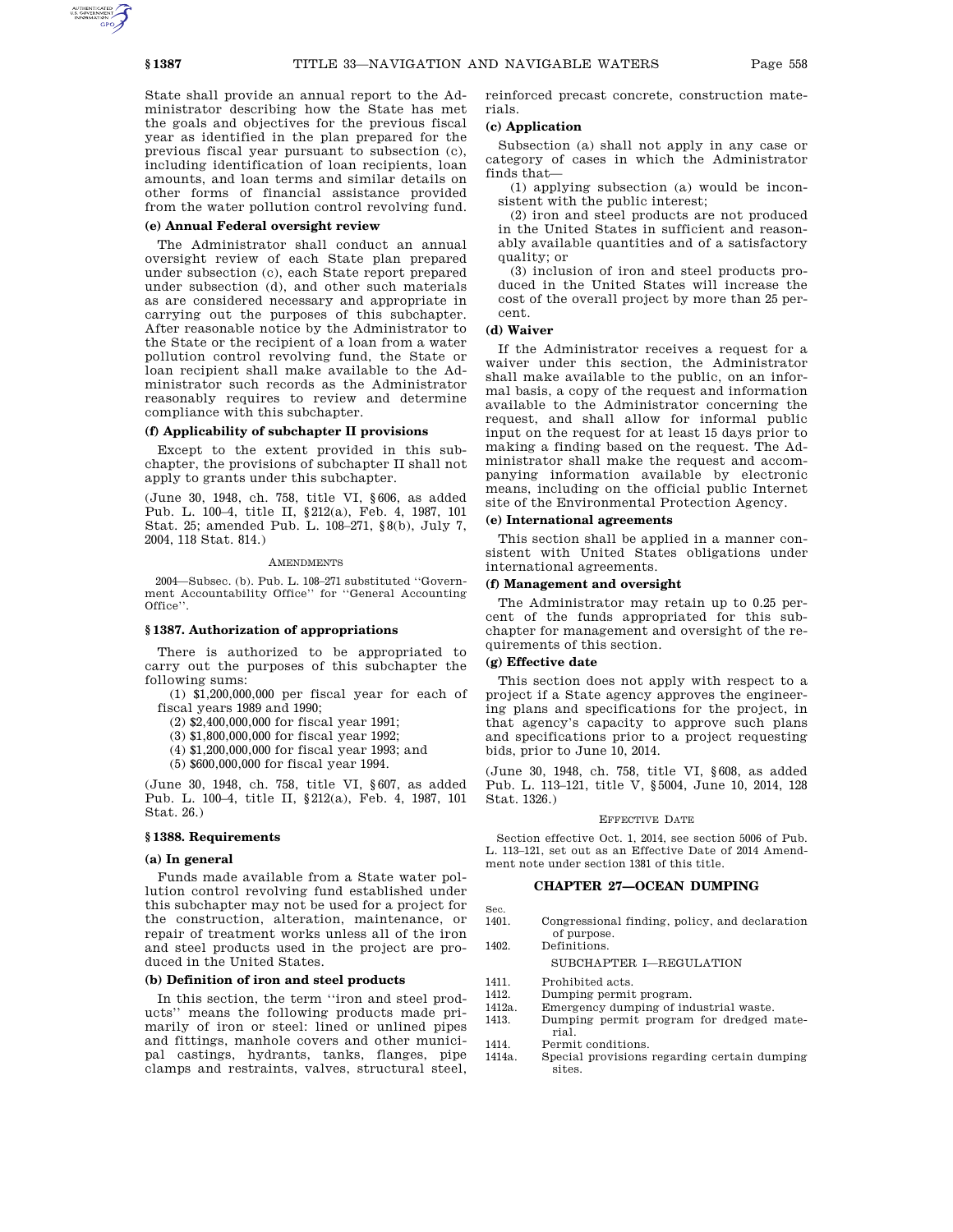State shall provide an annual report to the Administrator describing how the State has met the goals and objectives for the previous fiscal year as identified in the plan prepared for the previous fiscal year pursuant to subsection (c), including identification of loan recipients, loan amounts, and loan terms and similar details on other forms of financial assistance provided from the water pollution control revolving fund.

**(e) Annual Federal oversight review**

The Administrator shall conduct an annual oversight review of each State plan prepared under subsection (c), each State report prepared under subsection (d), and other such materials as are considered necessary and appropriate in carrying out the purposes of this subchapter. After reasonable notice by the Administrator to the State or the recipient of a loan from a water pollution control revolving fund, the State or loan recipient shall make available to the Administrator such records as the Administrator reasonably requires to review and determine compliance with this subchapter.

**(f) Applicability of subchapter II provisions**

Except to the extent provided in this subchapter, the provisions of subchapter II shall not apply to grants under this subchapter.

(June 30, 1948, ch. 758, title VI, §606, as added Pub. L. 100–4, title II, §212(a), Feb. 4, 1987, 101 Stat. 25; amended Pub. L. 108–271, §8(b), July 7, 2004, 118 Stat. 814.)

AMENDMENTS

2004—Subsec. (b). Pub. L. 108–271 substituted ''Government Accountability Office'' for ''General Accounting Office''.

### §1387. Authorization of appropriations

There is authorized to be appropriated to carry out the purposes of this subchapter the following sums:

(1) $1,200,000,000 per fiscal year for each of fiscal years 1989 and 1990;

(2) $2,400,000,000 for fiscal year 1991;

(3) $1,800,000,000 for fiscal year 1992;

(4) $1,200,000,000 for fiscal year 1993; and

(5) $600,000,000 for fiscal year 1994.

(June 30, 1948, ch. 758, title VI, §607, as added Pub. L. 100–4, title II, §212(a), Feb. 4, 1987, 101 Stat. 26.)

### §1388. Requirements

**(a) In general**

Funds made available from a State water pollution control revolving fund established under this subchapter may not be used for a project for the construction, alteration, maintenance, or repair of treatment works unless all of the iron and steel products used in the project are produced in the United States.

**(b) Definition of iron and steel products**

In this section, the term ''iron and steel products'' means the following products made primarily of iron or steel: lined or unlined pipes and fittings, manhole covers and other municipal castings, hydrants, tanks, flanges, pipe clamps and restraints, valves, structural steel, reinforced precast concrete, construction materials.

**(c) Application**

Subsection (a) shall not apply in any case or category of cases in which the Administrator finds that—

(1) applying subsection (a) would be inconsistent with the public interest;

(2) iron and steel products are not produced in the United States in sufficient and reasonably available quantities and of a satisfactory quality; or

(3) inclusion of iron and steel products produced in the United States will increase the cost of the overall project by more than 25 percent.

**(d) Waiver**

If the Administrator receives a request for a waiver under this section, the Administrator shall make available to the public, on an informal basis, a copy of the request and information available to the Administrator concerning the request, and shall allow for informal public input on the request for at least 15 days prior to making a finding based on the request. The Administrator shall make the request and accompanying information available by electronic means, including on the official public Internet site of the Environmental Protection Agency.

**(e) International agreements**

This section shall be applied in a manner consistent with United States obligations under international agreements.

**(f) Management and oversight**

The Administrator may retain up to 0.25 percent of the funds appropriated for this subchapter for management and oversight of the requirements of this section.

**(g) Effective date**

This section does not apply with respect to a project if a State agency approves the engineering plans and specifications for the project, in that agency's capacity to approve such plans and specifications prior to a project requesting bids, prior to June 10, 2014.

(June 30, 1948, ch. 758, title VI, §608, as added Pub. L. 113–121, title V, §5004, June 10, 2014, 128 Stat. 1326.)

EFFECTIVE DATE

Section effective Oct. 1, 2014, see section 5006 of Pub. L. 113–121, set out as an Effective Date of 2014 Amendment note under section 1381 of this title.

## CHAPTER 27—OCEAN DUMPING

| Sec. | |
|---|---|
| 1401. | Congressional finding, policy, and declaration of purpose. |
| 1402. | Definitions. |
| | SUBCHAPTER I—REGULATION |
| 1411. | Prohibited acts. |
| 1412. | Dumping permit program. |
| 1412a. | Emergency dumping of industrial waste. |
| 1413. | Dumping permit program for dredged material. |
| 1414. | Permit conditions. |
| 1414a. | Special provisions regarding certain dumping sites. |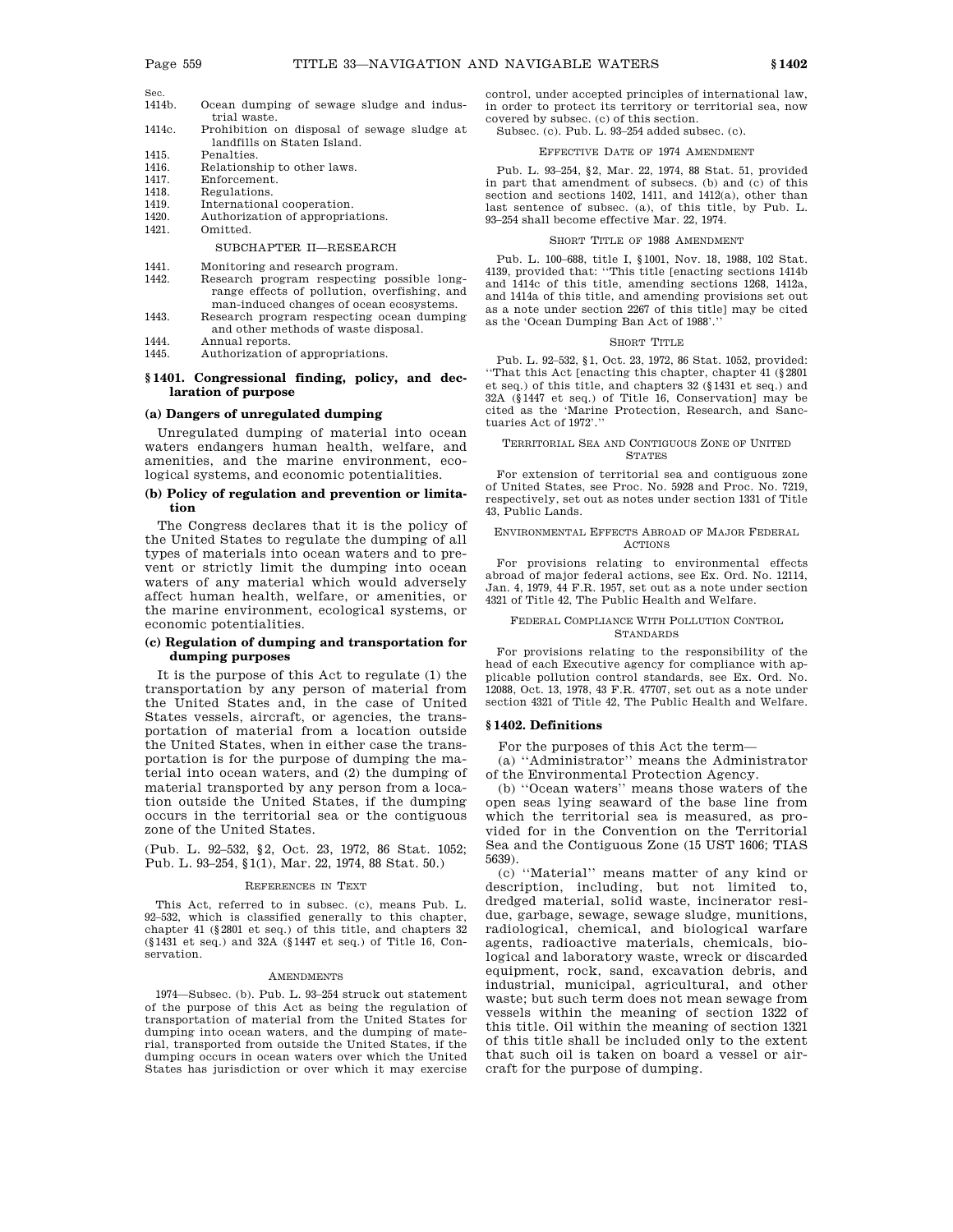Sec.

| | |
|---|---|
| 1414b. | Ocean dumping of sewage sludge and industrial waste. |
| 1414c. | Prohibition on disposal of sewage sludge at landfills on Staten Island. |
| 1415. | Penalties. |
| 1416. | Relationship to other laws. |
| 1417. | Enforcement. |
| 1418. | Regulations. |
| 1419. | International cooperation. |
| 1420. | Authorization of appropriations. |
| 1421. | Omitted. |

SUBCHAPTER II—RESEARCH

| | |
|---|---|
| 1441. | Monitoring and research program. |
| 1442. | Research program respecting possible long-range effects of pollution, overfishing, and man-induced changes of ocean ecosystems. |
| 1443. | Research program respecting ocean dumping and other methods of waste disposal. |
| 1444. | Annual reports. |
| 1445. | Authorization of appropriations. |

## § 1401. Congressional finding, policy, and declaration of purpose

### (a) Dangers of unregulated dumping

Unregulated dumping of material into ocean waters endangers human health, welfare, and amenities, and the marine environment, ecological systems, and economic potentialities.

### (b) Policy of regulation and prevention or limitation

The Congress declares that it is the policy of the United States to regulate the dumping of all types of materials into ocean waters and to prevent or strictly limit the dumping into ocean waters of any material which would adversely affect human health, welfare, or amenities, or the marine environment, ecological systems, or economic potentialities.

### (c) Regulation of dumping and transportation for dumping purposes

It is the purpose of this Act to regulate (1) the transportation by any person of material from the United States and, in the case of United States vessels, aircraft, or agencies, the transportation of material from a location outside the United States, when in either case the transportation is for the purpose of dumping the material into ocean waters, and (2) the dumping of material transported by any person from a location outside the United States, if the dumping occurs in the territorial sea or the contiguous zone of the United States.

(Pub. L. 92–532, §2, Oct. 23, 1972, 86 Stat. 1052; Pub. L. 93–254, §1(1), Mar. 22, 1974, 88 Stat. 50.)

REFERENCES IN TEXT

This Act, referred to in subsec. (c), means Pub. L. 92–532, which is classified generally to this chapter, chapter 41 (§2801 et seq.) of this title, and chapters 32 (§1431 et seq.) and 32A (§1447 et seq.) of Title 16, Conservation.

AMENDMENTS

1974—Subsec. (b). Pub. L. 93–254 struck out statement of the purpose of this Act as being the regulation of transportation of material from the United States for dumping into ocean waters, and the dumping of material, transported from outside the United States, if the dumping occurs in ocean waters over which the United States has jurisdiction or over which it may exercise control, under accepted principles of international law, in order to protect its territory or territorial sea, now covered by subsec. (c) of this section.

Subsec. (c). Pub. L. 93–254 added subsec. (c).

EFFECTIVE DATE OF 1974 AMENDMENT

Pub. L. 93–254, §2, Mar. 22, 1974, 88 Stat. 51, provided in part that amendment of subsecs. (b) and (c) of this section and sections 1402, 1411, and 1412(a), other than last sentence of subsec. (a), of this title, by Pub. L. 93–254 shall become effective Mar. 22, 1974.

SHORT TITLE OF 1988 AMENDMENT

Pub. L. 100–688, title I, §1001, Nov. 18, 1988, 102 Stat. 4139, provided that: ''This title [enacting sections 1414b and 1414c of this title, amending sections 1268, 1412a, and 1414a of this title, and amending provisions set out as a note under section 2267 of this title] may be cited as the 'Ocean Dumping Ban Act of 1988'.''

SHORT TITLE

Pub. L. 92–532, §1, Oct. 23, 1972, 86 Stat. 1052, provided: ''That this Act [enacting this chapter, chapter 41 (§2801 et seq.) of this title, and chapters 32 (§1431 et seq.) and 32A (§1447 et seq.) of Title 16, Conservation] may be cited as the 'Marine Protection, Research, and Sanctuaries Act of 1972'.''

TERRITORIAL SEA AND CONTIGUOUS ZONE OF UNITED STATES

For extension of territorial sea and contiguous zone of United States, see Proc. No. 5928 and Proc. No. 7219, respectively, set out as notes under section 1331 of Title 43, Public Lands.

ENVIRONMENTAL EFFECTS ABROAD OF MAJOR FEDERAL ACTIONS

For provisions relating to environmental effects abroad of major federal actions, see Ex. Ord. No. 12114, Jan. 4, 1979, 44 F.R. 1957, set out as a note under section 4321 of Title 42, The Public Health and Welfare.

FEDERAL COMPLIANCE WITH POLLUTION CONTROL STANDARDS

For provisions relating to the responsibility of the head of each Executive agency for compliance with applicable pollution control standards, see Ex. Ord. No. 12088, Oct. 13, 1978, 43 F.R. 47707, set out as a note under section 4321 of Title 42, The Public Health and Welfare.

## § 1402. Definitions

For the purposes of this Act the term—

(a) ''Administrator'' means the Administrator of the Environmental Protection Agency.

(b) ''Ocean waters'' means those waters of the open seas lying seaward of the base line from which the territorial sea is measured, as provided for in the Convention on the Territorial Sea and the Contiguous Zone (15 UST 1606; TIAS 5639).

(c) ''Material'' means matter of any kind or description, including, but not limited to, dredged material, solid waste, incinerator residue, garbage, sewage, sewage sludge, munitions, radiological, chemical, and biological warfare agents, radioactive materials, chemicals, biological and laboratory waste, wreck or discarded equipment, rock, sand, excavation debris, and industrial, municipal, agricultural, and other waste; but such term does not mean sewage from vessels within the meaning of section 1322 of this title. Oil within the meaning of section 1321 of this title shall be included only to the extent that such oil is taken on board a vessel or aircraft for the purpose of dumping.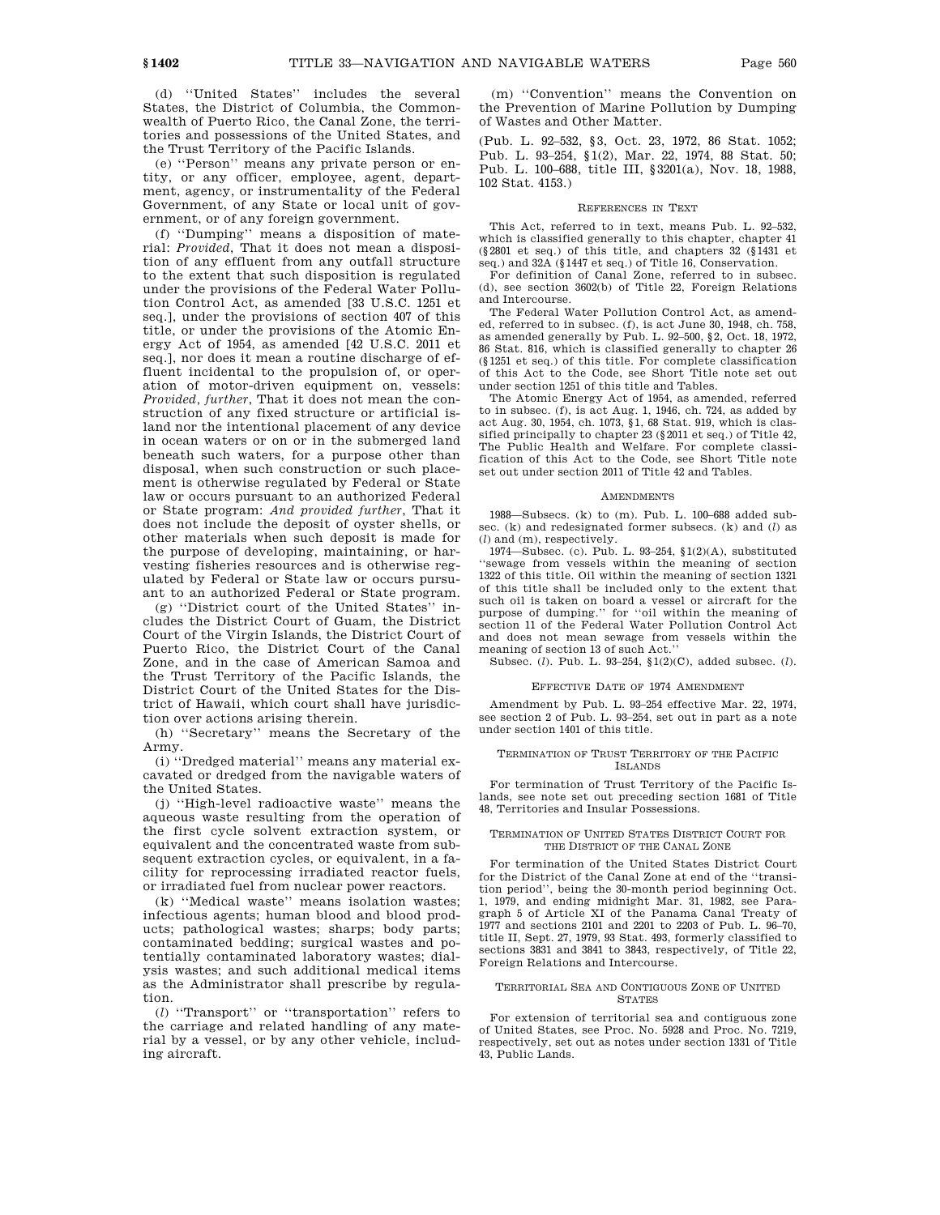(d) ''United States'' includes the several States, the District of Columbia, the Commonwealth of Puerto Rico, the Canal Zone, the territories and possessions of the United States, and the Trust Territory of the Pacific Islands.

(e) ''Person'' means any private person or entity, or any officer, employee, agent, department, agency, or instrumentality of the Federal Government, of any State or local unit of government, or of any foreign government.

(f) ''Dumping'' means a disposition of material: *Provided*, That it does not mean a disposition of any effluent from any outfall structure to the extent that such disposition is regulated under the provisions of the Federal Water Pollution Control Act, as amended [33 U.S.C. 1251 et seq.], under the provisions of section 407 of this title, or under the provisions of the Atomic Energy Act of 1954, as amended [42 U.S.C. 2011 et seq.], nor does it mean a routine discharge of effluent incidental to the propulsion of, or operation of motor-driven equipment on, vessels: *Provided, further*, That it does not mean the construction of any fixed structure or artificial island nor the intentional placement of any device in ocean waters or on or in the submerged land beneath such waters, for a purpose other than disposal, when such construction or such placement is otherwise regulated by Federal or State law or occurs pursuant to an authorized Federal or State program: *And provided further*, That it does not include the deposit of oyster shells, or other materials when such deposit is made for the purpose of developing, maintaining, or harvesting fisheries resources and is otherwise regulated by Federal or State law or occurs pursuant to an authorized Federal or State program.

(g) ''District court of the United States'' includes the District Court of Guam, the District Court of the Virgin Islands, the District Court of Puerto Rico, the District Court of the Canal Zone, and in the case of American Samoa and the Trust Territory of the Pacific Islands, the District Court of the United States for the District of Hawaii, which court shall have jurisdiction over actions arising therein.

(h) ''Secretary'' means the Secretary of the Army.

(i) ''Dredged material'' means any material excavated or dredged from the navigable waters of the United States.

(j) ''High-level radioactive waste'' means the aqueous waste resulting from the operation of the first cycle solvent extraction system, or equivalent and the concentrated waste from subsequent extraction cycles, or equivalent, in a facility for reprocessing irradiated reactor fuels, or irradiated fuel from nuclear power reactors.

(k) ''Medical waste'' means isolation wastes; infectious agents; human blood and blood products; pathological wastes; sharps; body parts; contaminated bedding; surgical wastes and potentially contaminated laboratory wastes; dialysis wastes; and such additional medical items as the Administrator shall prescribe by regulation.

(*l*) ''Transport'' or ''transportation'' refers to the carriage and related handling of any material by a vessel, or by any other vehicle, including aircraft.

(m) ''Convention'' means the Convention on the Prevention of Marine Pollution by Dumping of Wastes and Other Matter.

(Pub. L. 92–532, §3, Oct. 23, 1972, 86 Stat. 1052; Pub. L. 93–254, §1(2), Mar. 22, 1974, 88 Stat. 50; Pub. L. 100–688, title III, §3201(a), Nov. 18, 1988, 102 Stat. 4153.)

#### REFERENCES IN TEXT

This Act, referred to in text, means Pub. L. 92–532, which is classified generally to this chapter, chapter 41 (§2801 et seq.) of this title, and chapters 32 (§1431 et seq.) and 32A (§1447 et seq.) of Title 16, Conservation.

For definition of Canal Zone, referred to in subsec. (d), see section 3602(b) of Title 22, Foreign Relations and Intercourse.

The Federal Water Pollution Control Act, as amended, referred to in subsec. (f), is act June 30, 1948, ch. 758, as amended generally by Pub. L. 92–500, §2, Oct. 18, 1972, 86 Stat. 816, which is classified generally to chapter 26 (§1251 et seq.) of this title. For complete classification of this Act to the Code, see Short Title note set out under section 1251 of this title and Tables.

The Atomic Energy Act of 1954, as amended, referred to in subsec. (f), is act Aug. 1, 1946, ch. 724, as added by act Aug. 30, 1954, ch. 1073, §1, 68 Stat. 919, which is classified principally to chapter 23 (§2011 et seq.) of Title 42, The Public Health and Welfare. For complete classification of this Act to the Code, see Short Title note set out under section 2011 of Title 42 and Tables.

#### AMENDMENTS

1988—Subsecs. (k) to (m). Pub. L. 100–688 added subsec. (k) and redesignated former subsecs. (k) and (*l*) as (*l*) and (m), respectively.

1974—Subsec. (c). Pub. L. 93–254, §1(2)(A), substituted ''sewage from vessels within the meaning of section 1322 of this title. Oil within the meaning of section 1321 of this title shall be included only to the extent that such oil is taken on board a vessel or aircraft for the purpose of dumping.'' for ''oil within the meaning of section 11 of the Federal Water Pollution Control Act and does not mean sewage from vessels within the meaning of section 13 of such Act.''

Subsec. (*l*). Pub. L. 93–254, §1(2)(C), added subsec. (*l*).

#### EFFECTIVE DATE OF 1974 AMENDMENT

Amendment by Pub. L. 93–254 effective Mar. 22, 1974, see section 2 of Pub. L. 93–254, set out in part as a note under section 1401 of this title.

#### TERMINATION OF TRUST TERRITORY OF THE PACIFIC ISLANDS

For termination of Trust Territory of the Pacific Islands, see note set out preceding section 1681 of Title 48, Territories and Insular Possessions.

#### TERMINATION OF UNITED STATES DISTRICT COURT FOR THE DISTRICT OF THE CANAL ZONE

For termination of the United States District Court for the District of the Canal Zone at end of the ''transition period'', being the 30-month period beginning Oct. 1, 1979, and ending midnight Mar. 31, 1982, see Paragraph 5 of Article XI of the Panama Canal Treaty of 1977 and sections 2101 and 2201 to 2203 of Pub. L. 96–70, title II, Sept. 27, 1979, 93 Stat. 493, formerly classified to sections 3831 and 3841 to 3843, respectively, of Title 22, Foreign Relations and Intercourse.

#### TERRITORIAL SEA AND CONTIGUOUS ZONE OF UNITED STATES

For extension of territorial sea and contiguous zone of United States, see Proc. No. 5928 and Proc. No. 7219, respectively, set out as notes under section 1331 of Title 43, Public Lands.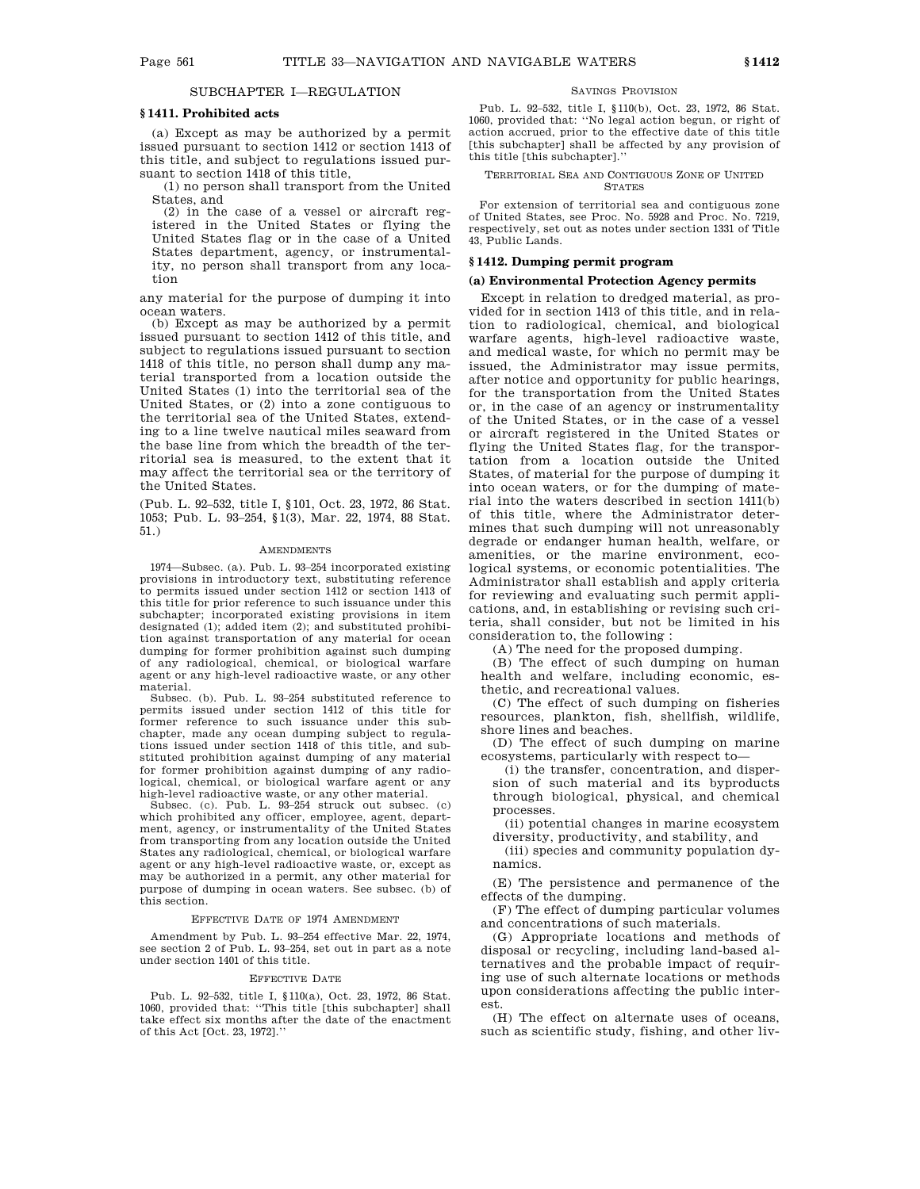## SUBCHAPTER I—REGULATION

### § 1411. Prohibited acts

(a) Except as may be authorized by a permit issued pursuant to section 1412 or section 1413 of this title, and subject to regulations issued pursuant to section 1418 of this title,

(1) no person shall transport from the United States, and

(2) in the case of a vessel or aircraft registered in the United States or flying the United States flag or in the case of a United States department, agency, or instrumentality, no person shall transport from any location

any material for the purpose of dumping it into ocean waters.

(b) Except as may be authorized by a permit issued pursuant to section 1412 of this title, and subject to regulations issued pursuant to section 1418 of this title, no person shall dump any material transported from a location outside the United States (1) into the territorial sea of the United States, or (2) into a zone contiguous to the territorial sea of the United States, extending to a line twelve nautical miles seaward from the base line from which the breadth of the territorial sea is measured, to the extent that it may affect the territorial sea or the territory of the United States.

(Pub. L. 92–532, title I, § 101, Oct. 23, 1972, 86 Stat. 1053; Pub. L. 93–254, § 1(3), Mar. 22, 1974, 88 Stat. 51.)

#### AMENDMENTS

1974—Subsec. (a). Pub. L. 93–254 incorporated existing provisions in introductory text, substituting reference to permits issued under section 1412 or section 1413 of this title for prior reference to such issuance under this subchapter; incorporated existing provisions in item designated (1); added item (2); and substituted prohibition against transportation of any material for ocean dumping for former prohibition against such dumping of any radiological, chemical, or biological warfare agent or any high-level radioactive waste, or any other material.

Subsec. (b). Pub. L. 93–254 substituted reference to permits issued under section 1412 of this title for former reference to such issuance under this subchapter, made any ocean dumping subject to regulations issued under section 1418 of this title, and substituted prohibition against dumping of any material for former prohibition against dumping of any radiological, chemical, or biological warfare agent or any high-level radioactive waste, or any other material.

Subsec. (c). Pub. L. 93–254 struck out subsec. (c) which prohibited any officer, employee, agent, department, agency, or instrumentality of the United States from transporting from any location outside the United States any radiological, chemical, or biological warfare agent or any high-level radioactive waste, or, except as may be authorized in a permit, any other material for purpose of dumping in ocean waters. See subsec. (b) of this section.

#### EFFECTIVE DATE OF 1974 AMENDMENT

Amendment by Pub. L. 93–254 effective Mar. 22, 1974, see section 2 of Pub. L. 93–254, set out in part as a note under section 1401 of this title.

#### EFFECTIVE DATE

Pub. L. 92–532, title I, § 110(a), Oct. 23, 1972, 86 Stat. 1060, provided that: "This title [this subchapter] shall take effect six months after the date of the enactment of this Act [Oct. 23, 1972]."

#### SAVINGS PROVISION

Pub. L. 92–532, title I, § 110(b), Oct. 23, 1972, 86 Stat. 1060, provided that: "No legal action begun, or right of action accrued, prior to the effective date of this title [this subchapter] shall be affected by any provision of this title [this subchapter]."

#### TERRITORIAL SEA AND CONTIGUOUS ZONE OF UNITED STATES

For extension of territorial sea and contiguous zone of United States, see Proc. No. 5928 and Proc. No. 7219, respectively, set out as notes under section 1331 of Title 43, Public Lands.

### § 1412. Dumping permit program

#### (a) Environmental Protection Agency permits

Except in relation to dredged material, as provided for in section 1413 of this title, and in relation to radiological, chemical, and biological warfare agents, high-level radioactive waste, and medical waste, for which no permit may be issued, the Administrator may issue permits, after notice and opportunity for public hearings, for the transportation from the United States or, in the case of an agency or instrumentality of the United States, or in the case of a vessel or aircraft registered in the United States or flying the United States flag, for the transportation from a location outside the United States, of material for the purpose of dumping it into ocean waters, or for the dumping of material into the waters described in section 1411(b) of this title, where the Administrator determines that such dumping will not unreasonably degrade or endanger human health, welfare, or amenities, or the marine environment, ecological systems, or economic potentialities. The Administrator shall establish and apply criteria for reviewing and evaluating such permit applications, and, in establishing or revising such criteria, shall consider, but not be limited in his consideration to, the following:

(A) The need for the proposed dumping.

(B) The effect of such dumping on human health and welfare, including economic, esthetic, and recreational values.

(C) The effect of such dumping on fisheries resources, plankton, fish, shellfish, wildlife, shore lines and beaches.

(D) The effect of such dumping on marine ecosystems, particularly with respect to—

(i) the transfer, concentration, and dispersion of such material and its byproducts through biological, physical, and chemical processes.

(ii) potential changes in marine ecosystem diversity, productivity, and stability, and

(iii) species and community population dynamics.

(E) The persistence and permanence of the effects of the dumping.

(F) The effect of dumping particular volumes and concentrations of such materials.

(G) Appropriate locations and methods of disposal or recycling, including land-based alternatives and the probable impact of requiring use of such alternate locations or methods upon considerations affecting the public interest.

(H) The effect on alternate uses of oceans, such as scientific study, fishing, and other liv-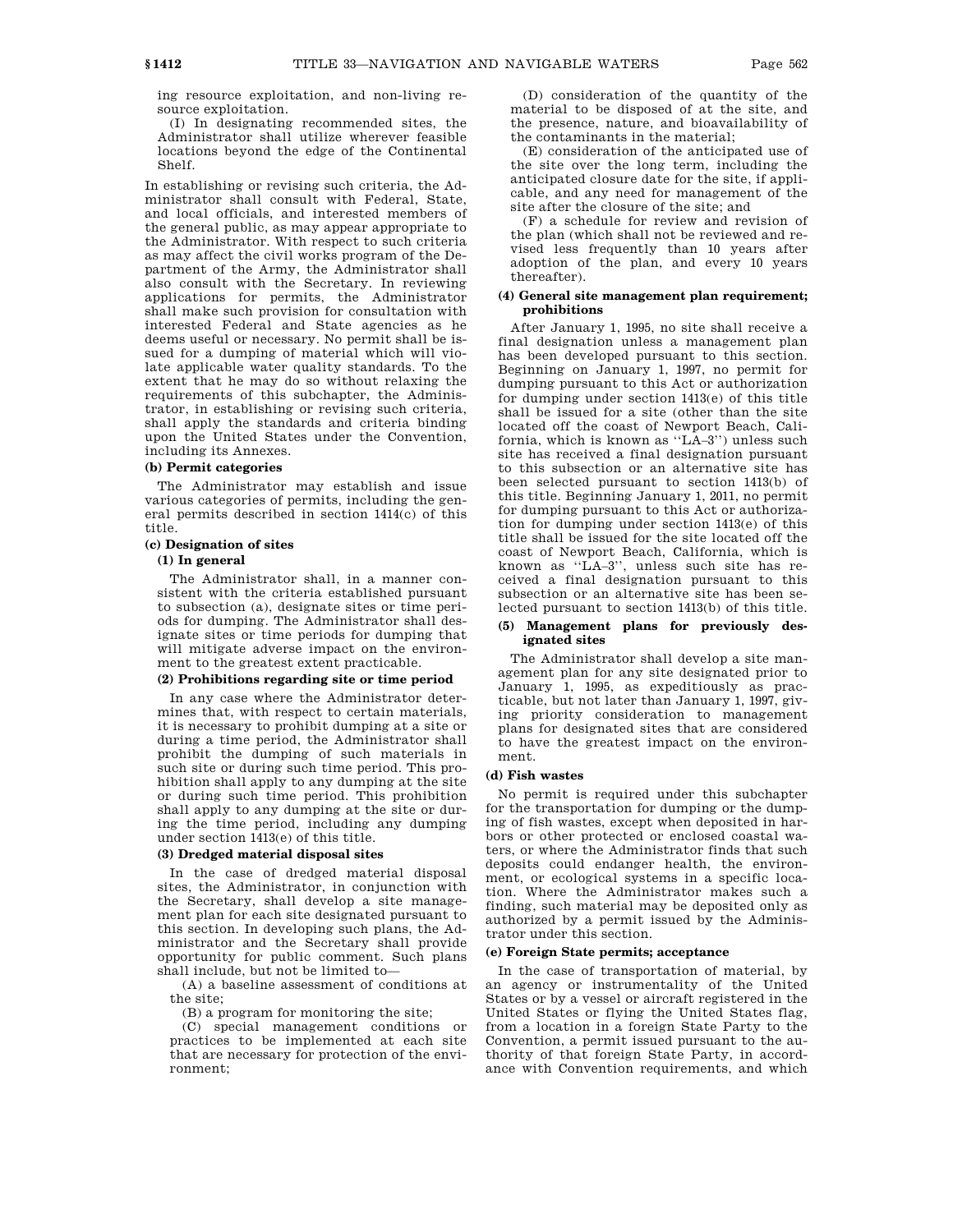ing resource exploitation, and non-living resource exploitation.

(I) In designating recommended sites, the Administrator shall utilize wherever feasible locations beyond the edge of the Continental Shelf.

In establishing or revising such criteria, the Administrator shall consult with Federal, State, and local officials, and interested members of the general public, as may appear appropriate to the Administrator. With respect to such criteria as may affect the civil works program of the Department of the Army, the Administrator shall also consult with the Secretary. In reviewing applications for permits, the Administrator shall make such provision for consultation with interested Federal and State agencies as he deems useful or necessary. No permit shall be issued for a dumping of material which will violate applicable water quality standards. To the extent that he may do so without relaxing the requirements of this subchapter, the Administrator, in establishing or revising such criteria, shall apply the standards and criteria binding upon the United States under the Convention, including its Annexes.

**(b) Permit categories**

The Administrator may establish and issue various categories of permits, including the general permits described in section 1414(c) of this title.

**(c) Designation of sites**

**(1) In general**

The Administrator shall, in a manner consistent with the criteria established pursuant to subsection (a), designate sites or time periods for dumping. The Administrator shall designate sites or time periods for dumping that will mitigate adverse impact on the environment to the greatest extent practicable.

**(2) Prohibitions regarding site or time period**

In any case where the Administrator determines that, with respect to certain materials, it is necessary to prohibit dumping at a site or during a time period, the Administrator shall prohibit the dumping of such materials in such site or during such time period. This prohibition shall apply to any dumping at the site or during such time period. This prohibition shall apply to any dumping at the site or during the time period, including any dumping under section 1413(e) of this title.

**(3) Dredged material disposal sites**

In the case of dredged material disposal sites, the Administrator, in conjunction with the Secretary, shall develop a site management plan for each site designated pursuant to this section. In developing such plans, the Administrator and the Secretary shall provide opportunity for public comment. Such plans shall include, but not be limited to—

(A) a baseline assessment of conditions at the site;

(B) a program for monitoring the site;

(C) special management conditions or practices to be implemented at each site that are necessary for protection of the environment;

(D) consideration of the quantity of the material to be disposed of at the site, and the presence, nature, and bioavailability of the contaminants in the material;

(E) consideration of the anticipated use of the site over the long term, including the anticipated closure date for the site, if applicable, and any need for management of the site after the closure of the site; and

(F) a schedule for review and revision of the plan (which shall not be reviewed and revised less frequently than 10 years after adoption of the plan, and every 10 years thereafter).

**(4) General site management plan requirement; prohibitions**

After January 1, 1995, no site shall receive a final designation unless a management plan has been developed pursuant to this section. Beginning on January 1, 1997, no permit for dumping pursuant to this Act or authorization for dumping under section 1413(e) of this title shall be issued for a site (other than the site located off the coast of Newport Beach, California, which is known as ''LA–3'') unless such site has received a final designation pursuant to this subsection or an alternative site has been selected pursuant to section 1413(b) of this title. Beginning January 1, 2011, no permit for dumping pursuant to this Act or authorization for dumping under section 1413(e) of this title shall be issued for the site located off the coast of Newport Beach, California, which is known as ''LA–3'', unless such site has received a final designation pursuant to this subsection or an alternative site has been selected pursuant to section 1413(b) of this title.

**(5) Management plans for previously designated sites**

The Administrator shall develop a site management plan for any site designated prior to January 1, 1995, as expeditiously as practicable, but not later than January 1, 1997, giving priority consideration to management plans for designated sites that are considered to have the greatest impact on the environment.

**(d) Fish wastes**

No permit is required under this subchapter for the transportation for dumping or the dumping of fish wastes, except when deposited in harbors or other protected or enclosed coastal waters, or where the Administrator finds that such deposits could endanger health, the environment, or ecological systems in a specific location. Where the Administrator makes such a finding, such material may be deposited only as authorized by a permit issued by the Administrator under this section.

**(e) Foreign State permits; acceptance**

In the case of transportation of material, by an agency or instrumentality of the United States or by a vessel or aircraft registered in the United States or flying the United States flag, from a location in a foreign State Party to the Convention, a permit issued pursuant to the authority of that foreign State Party, in accordance with Convention requirements, and which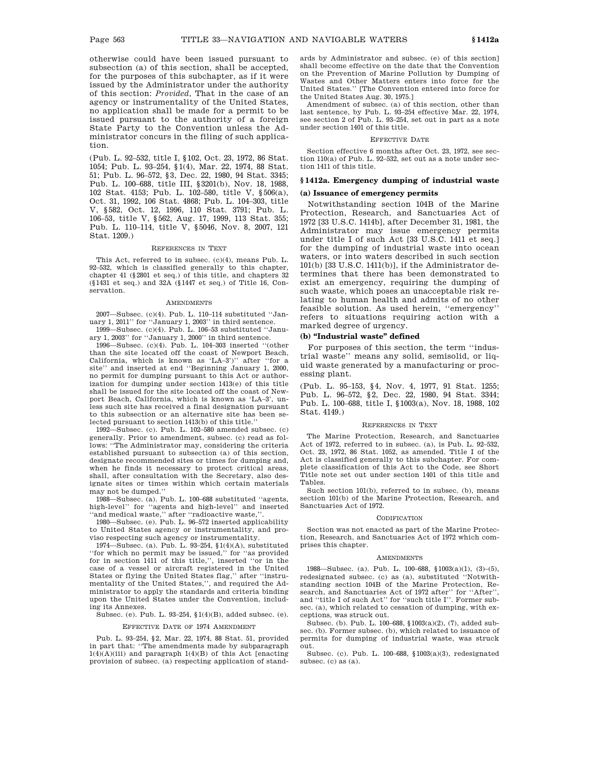otherwise could have been issued pursuant to subsection (a) of this section, shall be accepted, for the purposes of this subchapter, as if it were issued by the Administrator under the authority of this section: *Provided*, That in the case of an agency or instrumentality of the United States, no application shall be made for a permit to be issued pursuant to the authority of a foreign State Party to the Convention unless the Administrator concurs in the filing of such application.

(Pub. L. 92–532, title I, §102, Oct. 23, 1972, 86 Stat. 1054; Pub. L. 93–254, §1(4), Mar. 22, 1974, 88 Stat. 51; Pub. L. 96–572, §3, Dec. 22, 1980, 94 Stat. 3345; Pub. L. 100–688, title III, §3201(b), Nov. 18, 1988, 102 Stat. 4153; Pub. L. 102–580, title V, §506(a), Oct. 31, 1992, 106 Stat. 4868; Pub. L. 104–303, title V, §582, Oct. 12, 1996, 110 Stat. 3791; Pub. L. 106–53, title V, §562, Aug. 17, 1999, 113 Stat. 355; Pub. L. 110–114, title V, §5046, Nov. 8, 2007, 121 Stat. 1209.)

REFERENCES IN TEXT

This Act, referred to in subsec. (c)(4), means Pub. L. 92–532, which is classified generally to this chapter, chapter 41 (§2801 et seq.) of this title, and chapters 32 (§1431 et seq.) and 32A (§1447 et seq.) of Title 16, Conservation.

AMENDMENTS

2007—Subsec. (c)(4). Pub. L. 110–114 substituted ''January 1, 2011'' for ''January 1, 2003'' in third sentence.

1999—Subsec. (c)(4). Pub. L. 106–53 substituted ''January 1, 2003'' for ''January 1, 2000'' in third sentence.

1996—Subsec. (c)(4). Pub. L. 104–303 inserted ''(other than the site located off the coast of Newport Beach, California, which is known as 'LA–3')'' after ''for a site'' and inserted at end ''Beginning January 1, 2000, no permit for dumping pursuant to this Act or authorization for dumping under section 1413(e) of this title shall be issued for the site located off the coast of Newport Beach, California, which is known as 'LA–3', unless such site has received a final designation pursuant to this subsection or an alternative site has been selected pursuant to section 1413(b) of this title.''

1992—Subsec. (c). Pub. L. 102–580 amended subsec. (c) generally. Prior to amendment, subsec. (c) read as follows: ''The Administrator may, considering the criteria established pursuant to subsection (a) of this section, designate recommended sites or times for dumping and, when he finds it necessary to protect critical areas, shall, after consultation with the Secretary, also designate sites or times within which certain materials may not be dumped.''

1988—Subsec. (a). Pub. L. 100–688 substituted ''agents, high-level'' for ''agents and high-level'' and inserted ''and medical waste,'' after ''radioactive waste,''.

1980—Subsec. (e). Pub. L. 96–572 inserted applicability to United States agency or instrumentality, and proviso respecting such agency or instrumentality.

1974—Subsec. (a). Pub. L. 93–254, §1(4)(A), substituted ''for which no permit may be issued,'' for ''as provided for in section 1411 of this title,'', inserted ''or in the case of a vessel or aircraft registered in the United States or flying the United States flag,'' after ''instrumentality of the United States,'', and required the Administrator to apply the standards and criteria binding upon the United States under the Convention, including its Annexes.

Subsec. (e). Pub. L. 93–254, §1(4)(B), added subsec. (e).

EFFECTIVE DATE OF 1974 AMENDMENT

Pub. L. 93–254, §2, Mar. 22, 1974, 88 Stat. 51, provided in part that: ''The amendments made by subparagraph 1(4)(A)(iii) and paragraph 1(4)(B) of this Act [enacting provision of subsec. (a) respecting application of standards by Administrator and subsec. (e) of this section] shall become effective on the date that the Convention on the Prevention of Marine Pollution by Dumping of Wastes and Other Matters enters into force for the United States.'' [The Convention entered into force for the United States Aug. 30, 1975.]

Amendment of subsec. (a) of this section, other than last sentence, by Pub. L. 93–254 effective Mar. 22, 1974, see section 2 of Pub. L. 93–254, set out in part as a note under section 1401 of this title.

EFFECTIVE DATE

Section effective 6 months after Oct. 23, 1972, see section 110(a) of Pub. L. 92–532, set out as a note under section 1411 of this title.

## §1412a. Emergency dumping of industrial waste

### (a) Issuance of emergency permits

Notwithstanding section 104B of the Marine Protection, Research, and Sanctuaries Act of 1972 [33 U.S.C. 1414b], after December 31, 1981, the Administrator may issue emergency permits under title I of such Act [33 U.S.C. 1411 et seq.] for the dumping of industrial waste into ocean waters, or into waters described in such section 101(b) [33 U.S.C. 1411(b)], if the Administrator determines that there has been demonstrated to exist an emergency, requiring the dumping of such waste, which poses an unacceptable risk relating to human health and admits of no other feasible solution. As used herein, ''emergency'' refers to situations requiring action with a marked degree of urgency.

### (b) "Industrial waste" defined

For purposes of this section, the term ''industrial waste'' means any solid, semisolid, or liquid waste generated by a manufacturing or processing plant.

(Pub. L. 95–153, §4, Nov. 4, 1977, 91 Stat. 1255; Pub. L. 96–572, §2, Dec. 22, 1980, 94 Stat. 3344; Pub. L. 100–688, title I, §1003(a), Nov. 18, 1988, 102 Stat. 4149.)

REFERENCES IN TEXT

The Marine Protection, Research, and Sanctuaries Act of 1972, referred to in subsec. (a), is Pub. L. 92–532, Oct. 23, 1972, 86 Stat. 1052, as amended. Title I of the Act is classified generally to this subchapter. For complete classification of this Act to the Code, see Short Title note set out under section 1401 of this title and Tables.

Such section 101(b), referred to in subsec. (b), means section 101(b) of the Marine Protection, Research, and Sanctuaries Act of 1972.

CODIFICATION

Section was not enacted as part of the Marine Protection, Research, and Sanctuaries Act of 1972 which comprises this chapter.

AMENDMENTS

1988—Subsec. (a). Pub. L. 100–688, §1003(a)(1), (3)–(5), redesignated subsec. (c) as (a), substituted ''Notwithstanding section 104B of the Marine Protection, Research, and Sanctuaries Act of 1972 after'' for ''After'', and ''title I of such Act'' for ''such title I''. Former subsec. (a), which related to cessation of dumping, with exceptions, was struck out.

Subsec. (b). Pub. L. 100–688, §1003(a)(2), (7), added subsec. (b). Former subsec. (b), which related to issuance of permits for dumping of industrial waste, was struck out.

Subsec. (c). Pub. L. 100–688, §1003(a)(3), redesignated subsec. (c) as (a).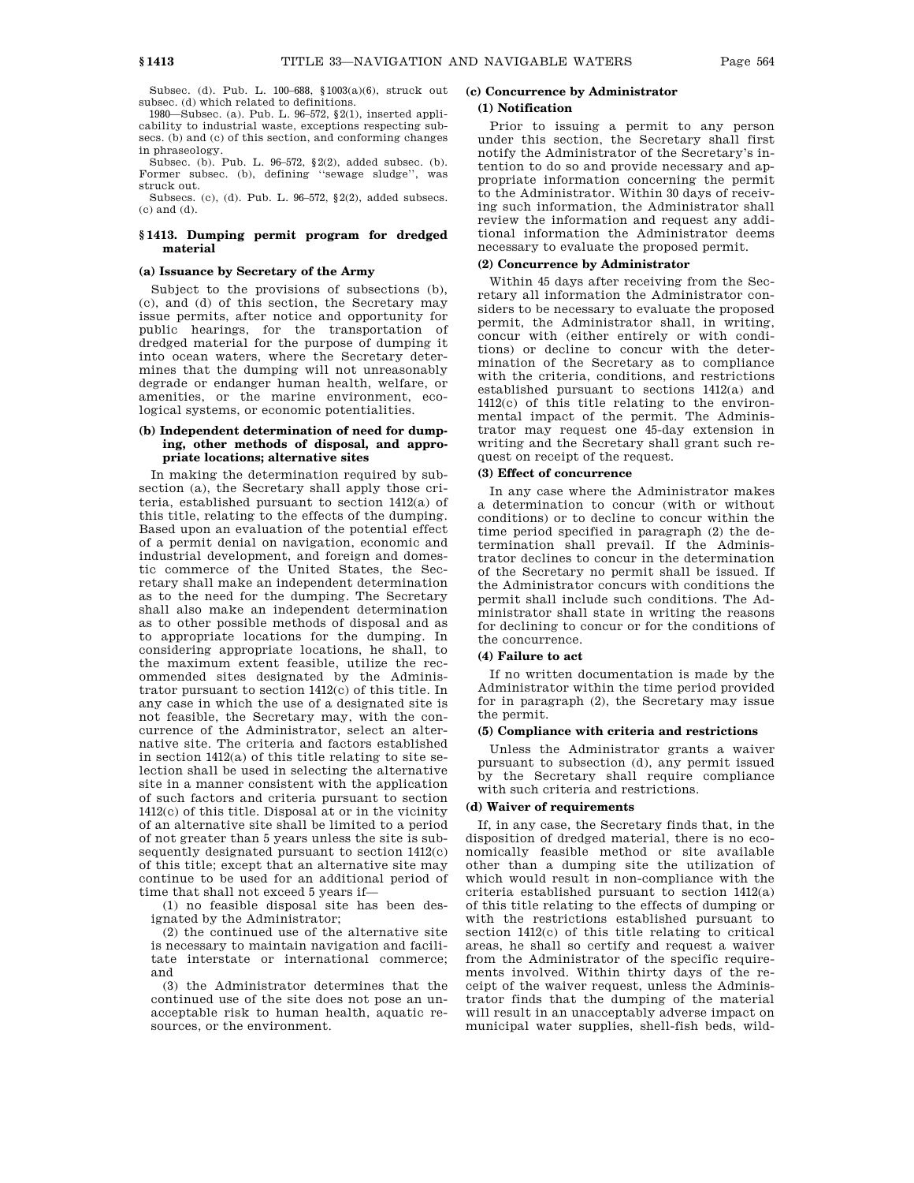Subsec. (d). Pub. L. 100–688, §1003(a)(6), struck out subsec. (d) which related to definitions.

1980—Subsec. (a). Pub. L. 96–572, §2(1), inserted applicability to industrial waste, exceptions respecting subsecs. (b) and (c) of this section, and conforming changes in phraseology.

Subsec. (b). Pub. L. 96–572, §2(2), added subsec. (b). Former subsec. (b), defining "sewage sludge", was struck out.

Subsecs. (c), (d). Pub. L. 96–572, §2(2), added subsecs. (c) and (d).

## §1413. Dumping permit program for dredged material

### (a) Issuance by Secretary of the Army

Subject to the provisions of subsections (b), (c), and (d) of this section, the Secretary may issue permits, after notice and opportunity for public hearings, for the transportation of dredged material for the purpose of dumping it into ocean waters, where the Secretary determines that the dumping will not unreasonably degrade or endanger human health, welfare, or amenities, or the marine environment, ecological systems, or economic potentialities.

### (b) Independent determination of need for dumping, other methods of disposal, and appropriate locations; alternative sites

In making the determination required by subsection (a), the Secretary shall apply those criteria, established pursuant to section 1412(a) of this title, relating to the effects of the dumping. Based upon an evaluation of the potential effect of a permit denial on navigation, economic and industrial development, and foreign and domestic commerce of the United States, the Secretary shall make an independent determination as to the need for the dumping. The Secretary shall also make an independent determination as to other possible methods of disposal and as to appropriate locations for the dumping. In considering appropriate locations, he shall, to the maximum extent feasible, utilize the recommended sites designated by the Administrator pursuant to section 1412(c) of this title. In any case in which the use of a designated site is not feasible, the Secretary may, with the concurrence of the Administrator, select an alternative site. The criteria and factors established in section 1412(a) of this title relating to site selection shall be used in selecting the alternative site in a manner consistent with the application of such factors and criteria pursuant to section 1412(c) of this title. Disposal at or in the vicinity of an alternative site shall be limited to a period of not greater than 5 years unless the site is subsequently designated pursuant to section 1412(c) of this title; except that an alternative site may continue to be used for an additional period of time that shall not exceed 5 years if—

(1) no feasible disposal site has been designated by the Administrator;

(2) the continued use of the alternative site is necessary to maintain navigation and facilitate interstate or international commerce; and

(3) the Administrator determines that the continued use of the site does not pose an unacceptable risk to human health, aquatic resources, or the environment.

### (c) Concurrence by Administrator

#### (1) Notification

Prior to issuing a permit to any person under this section, the Secretary shall first notify the Administrator of the Secretary's intention to do so and provide necessary and appropriate information concerning the permit to the Administrator. Within 30 days of receiving such information, the Administrator shall review the information and request any additional information the Administrator deems necessary to evaluate the proposed permit.

#### (2) Concurrence by Administrator

Within 45 days after receiving from the Secretary all information the Administrator considers to be necessary to evaluate the proposed permit, the Administrator shall, in writing, concur with (either entirely or with conditions) or decline to concur with the determination of the Secretary as to compliance with the criteria, conditions, and restrictions established pursuant to sections 1412(a) and 1412(c) of this title relating to the environmental impact of the permit. The Administrator may request one 45-day extension in writing and the Secretary shall grant such request on receipt of the request.

#### (3) Effect of concurrence

In any case where the Administrator makes a determination to concur (with or without conditions) or to decline to concur within the time period specified in paragraph (2) the determination shall prevail. If the Administrator declines to concur in the determination of the Secretary no permit shall be issued. If the Administrator concurs with conditions the permit shall include such conditions. The Administrator shall state in writing the reasons for declining to concur or for the conditions of the concurrence.

#### (4) Failure to act

If no written documentation is made by the Administrator within the time period provided for in paragraph (2), the Secretary may issue the permit.

#### (5) Compliance with criteria and restrictions

Unless the Administrator grants a waiver pursuant to subsection (d), any permit issued by the Secretary shall require compliance with such criteria and restrictions.

### (d) Waiver of requirements

If, in any case, the Secretary finds that, in the disposition of dredged material, there is no economically feasible method or site available other than a dumping site the utilization of which would result in non-compliance with the criteria established pursuant to section 1412(a) of this title relating to the effects of dumping or with the restrictions established pursuant to section 1412(c) of this title relating to critical areas, he shall so certify and request a waiver from the Administrator of the specific requirements involved. Within thirty days of the receipt of the waiver request, unless the Administrator finds that the dumping of the material will result in an unacceptably adverse impact on municipal water supplies, shell-fish beds, wild-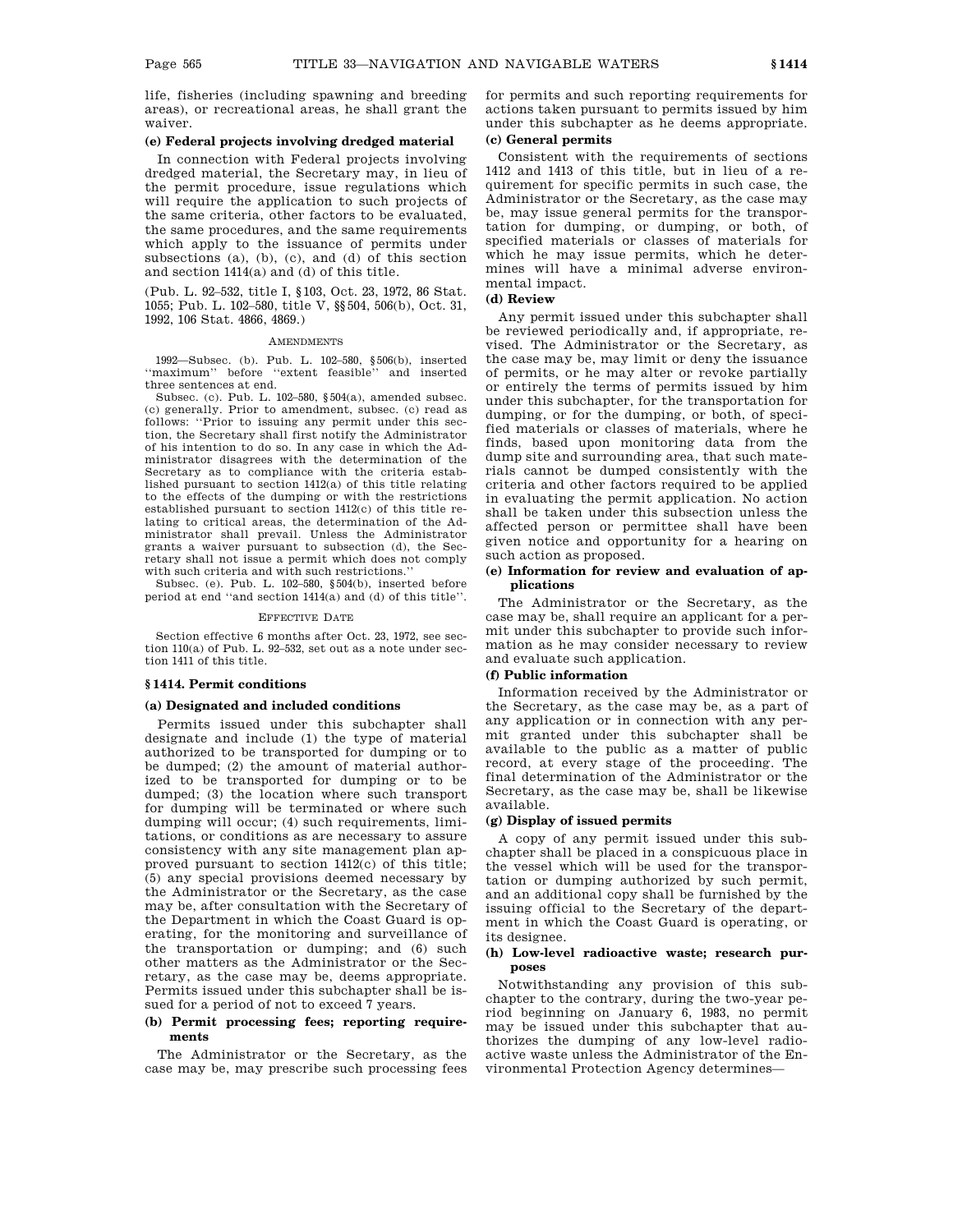life, fisheries (including spawning and breeding areas), or recreational areas, he shall grant the waiver.

**(e) Federal projects involving dredged material**

In connection with Federal projects involving dredged material, the Secretary may, in lieu of the permit procedure, issue regulations which will require the application to such projects of the same criteria, other factors to be evaluated, the same procedures, and the same requirements which apply to the issuance of permits under subsections (a), (b), (c), and (d) of this section and section 1414(a) and (d) of this title.

(Pub. L. 92–532, title I, §103, Oct. 23, 1972, 86 Stat. 1055; Pub. L. 102–580, title V, §§504, 506(b), Oct. 31, 1992, 106 Stat. 4866, 4869.)

AMENDMENTS

1992—Subsec. (b). Pub. L. 102–580, §506(b), inserted "maximum" before "extent feasible" and inserted three sentences at end.

Subsec. (c). Pub. L. 102–580, §504(a), amended subsec. (c) generally. Prior to amendment, subsec. (c) read as follows: "Prior to issuing any permit under this section, the Secretary shall first notify the Administrator of his intention to do so. In any case in which the Administrator disagrees with the determination of the Secretary as to compliance with the criteria established pursuant to section 1412(a) of this title relating to the effects of the dumping or with the restrictions established pursuant to section 1412(c) of this title relating to critical areas, the determination of the Administrator shall prevail. Unless the Administrator grants a waiver pursuant to subsection (d), the Secretary shall not issue a permit which does not comply with such criteria and with such restrictions."

Subsec. (e). Pub. L. 102–580, §504(b), inserted before period at end "and section 1414(a) and (d) of this title".

EFFECTIVE DATE

Section effective 6 months after Oct. 23, 1972, see section 110(a) of Pub. L. 92–532, set out as a note under section 1411 of this title.

## §1414. Permit conditions

**(a) Designated and included conditions**

Permits issued under this subchapter shall designate and include (1) the type of material authorized to be transported for dumping or to be dumped; (2) the amount of material authorized to be transported for dumping or to be dumped; (3) the location where such transport for dumping will be terminated or where such dumping will occur; (4) such requirements, limitations, or conditions as are necessary to assure consistency with any site management plan approved pursuant to section 1412(c) of this title; (5) any special provisions deemed necessary by the Administrator or the Secretary, as the case may be, after consultation with the Secretary of the Department in which the Coast Guard is operating, for the monitoring and surveillance of the transportation or dumping; and (6) such other matters as the Administrator or the Secretary, as the case may be, deems appropriate. Permits issued under this subchapter shall be issued for a period of not to exceed 7 years.

**(b) Permit processing fees; reporting requirements**

The Administrator or the Secretary, as the case may be, may prescribe such processing fees for permits and such reporting requirements for actions taken pursuant to permits issued by him under this subchapter as he deems appropriate.

**(c) General permits**

Consistent with the requirements of sections 1412 and 1413 of this title, but in lieu of a requirement for specific permits in such case, the Administrator or the Secretary, as the case may be, may issue general permits for the transportation for dumping, or dumping, or both, of specified materials or classes of materials for which he may issue permits, which he determines will have a minimal adverse environmental impact.

**(d) Review**

Any permit issued under this subchapter shall be reviewed periodically and, if appropriate, revised. The Administrator or the Secretary, as the case may be, may limit or deny the issuance of permits, or he may alter or revoke partially or entirely the terms of permits issued by him under this subchapter, for the transportation for dumping, or for the dumping, or both, of specified materials or classes of materials, where he finds, based upon monitoring data from the dump site and surrounding area, that such materials cannot be dumped consistently with the criteria and other factors required to be applied in evaluating the permit application. No action shall be taken under this subsection unless the affected person or permittee shall have been given notice and opportunity for a hearing on such action as proposed.

**(e) Information for review and evaluation of applications**

The Administrator or the Secretary, as the case may be, shall require an applicant for a permit under this subchapter to provide such information as he may consider necessary to review and evaluate such application.

**(f) Public information**

Information received by the Administrator or the Secretary, as the case may be, as a part of any application or in connection with any permit granted under this subchapter shall be available to the public as a matter of public record, at every stage of the proceeding. The final determination of the Administrator or the Secretary, as the case may be, shall be likewise available.

**(g) Display of issued permits**

A copy of any permit issued under this subchapter shall be placed in a conspicuous place in the vessel which will be used for the transportation or dumping authorized by such permit, and an additional copy shall be furnished by the issuing official to the Secretary of the department in which the Coast Guard is operating, or its designee.

**(h) Low-level radioactive waste; research purposes**

Notwithstanding any provision of this subchapter to the contrary, during the two-year period beginning on January 6, 1983, no permit may be issued under this subchapter that authorizes the dumping of any low-level radioactive waste unless the Administrator of the Environmental Protection Agency determines—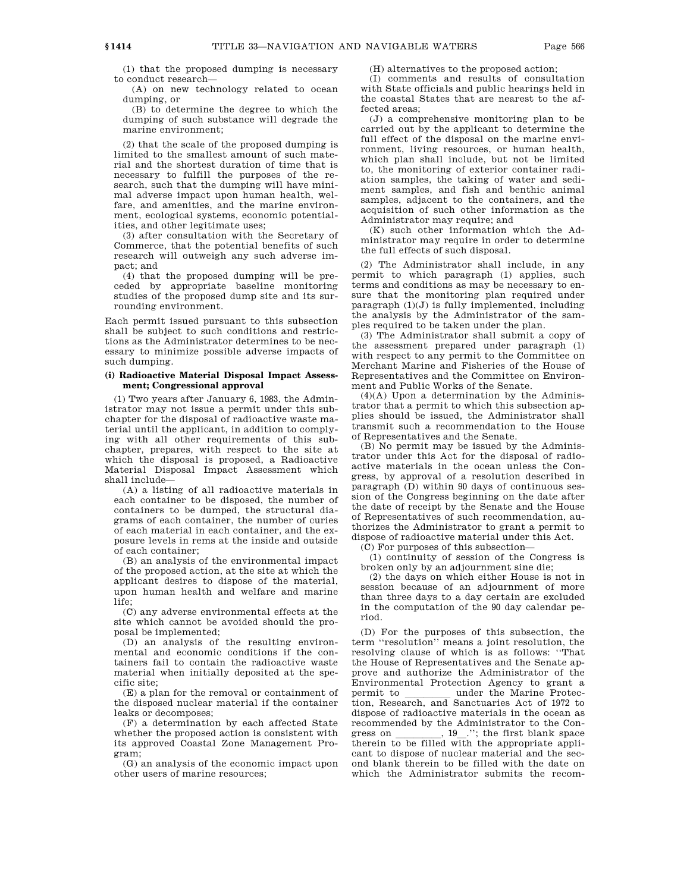(1) that the proposed dumping is necessary to conduct research—

(A) on new technology related to ocean dumping, or

(B) to determine the degree to which the dumping of such substance will degrade the marine environment;

(2) that the scale of the proposed dumping is limited to the smallest amount of such material and the shortest duration of time that is necessary to fulfill the purposes of the research, such that the dumping will have minimal adverse impact upon human health, welfare, and amenities, and the marine environment, ecological systems, economic potentialities, and other legitimate uses;

(3) after consultation with the Secretary of Commerce, that the potential benefits of such research will outweigh any such adverse impact; and

(4) that the proposed dumping will be preceded by appropriate baseline monitoring studies of the proposed dump site and its surrounding environment.

Each permit issued pursuant to this subsection shall be subject to such conditions and restrictions as the Administrator determines to be necessary to minimize possible adverse impacts of such dumping.

**(i) Radioactive Material Disposal Impact Assessment; Congressional approval**

(1) Two years after January 6, 1983, the Administrator may not issue a permit under this subchapter for the disposal of radioactive waste material until the applicant, in addition to complying with all other requirements of this subchapter, prepares, with respect to the site at which the disposal is proposed, a Radioactive Material Disposal Impact Assessment which shall include—

(A) a listing of all radioactive materials in each container to be disposed, the number of containers to be dumped, the structural diagrams of each container, the number of curies of each material in each container, and the exposure levels in rems at the inside and outside of each container;

(B) an analysis of the environmental impact of the proposed action, at the site at which the applicant desires to dispose of the material, upon human health and welfare and marine life;

(C) any adverse environmental effects at the site which cannot be avoided should the proposal be implemented;

(D) an analysis of the resulting environmental and economic conditions if the containers fail to contain the radioactive waste material when initially deposited at the specific site;

(E) a plan for the removal or containment of the disposed nuclear material if the container leaks or decomposes;

(F) a determination by each affected State whether the proposed action is consistent with its approved Coastal Zone Management Program;

(G) an analysis of the economic impact upon other users of marine resources;

(H) alternatives to the proposed action;

(I) comments and results of consultation with State officials and public hearings held in the coastal States that are nearest to the affected areas;

(J) a comprehensive monitoring plan to be carried out by the applicant to determine the full effect of the disposal on the marine environment, living resources, or human health, which plan shall include, but not be limited to, the monitoring of exterior container radiation samples, the taking of water and sediment samples, and fish and benthic animal samples, adjacent to the containers, and the acquisition of such other information as the Administrator may require; and

(K) such other information which the Administrator may require in order to determine the full effects of such disposal.

(2) The Administrator shall include, in any permit to which paragraph (1) applies, such terms and conditions as may be necessary to ensure that the monitoring plan required under paragraph (1)(J) is fully implemented, including the analysis by the Administrator of the samples required to be taken under the plan.

(3) The Administrator shall submit a copy of the assessment prepared under paragraph (1) with respect to any permit to the Committee on Merchant Marine and Fisheries of the House of Representatives and the Committee on Environment and Public Works of the Senate.

(4)(A) Upon a determination by the Administrator that a permit to which this subsection applies should be issued, the Administrator shall transmit such a recommendation to the House of Representatives and the Senate.

(B) No permit may be issued by the Administrator under this Act for the disposal of radioactive materials in the ocean unless the Congress, by approval of a resolution described in paragraph (D) within 90 days of continuous session of the Congress beginning on the date after the date of receipt by the Senate and the House of Representatives of such recommendation, authorizes the Administrator to grant a permit to dispose of radioactive material under this Act.

(C) For purposes of this subsection—

(1) continuity of session of the Congress is broken only by an adjournment sine die;

(2) the days on which either House is not in session because of an adjournment of more than three days to a day certain are excluded in the computation of the 90 day calendar period.

(D) For the purposes of this subsection, the term "resolution" means a joint resolution, the resolving clause of which is as follows: "That the House of Representatives and the Senate approve and authorize the Administrator of the Environmental Protection Agency to grant a permit to ________ under the Marine Protection, Research, and Sanctuaries Act of 1972 to dispose of radioactive materials in the ocean as recommended by the Administrator to the Congress on ________, 19__."; the first blank space therein to be filled with the appropriate applicant to dispose of nuclear material and the second blank therein to be filled with the date on which the Administrator submits the recom-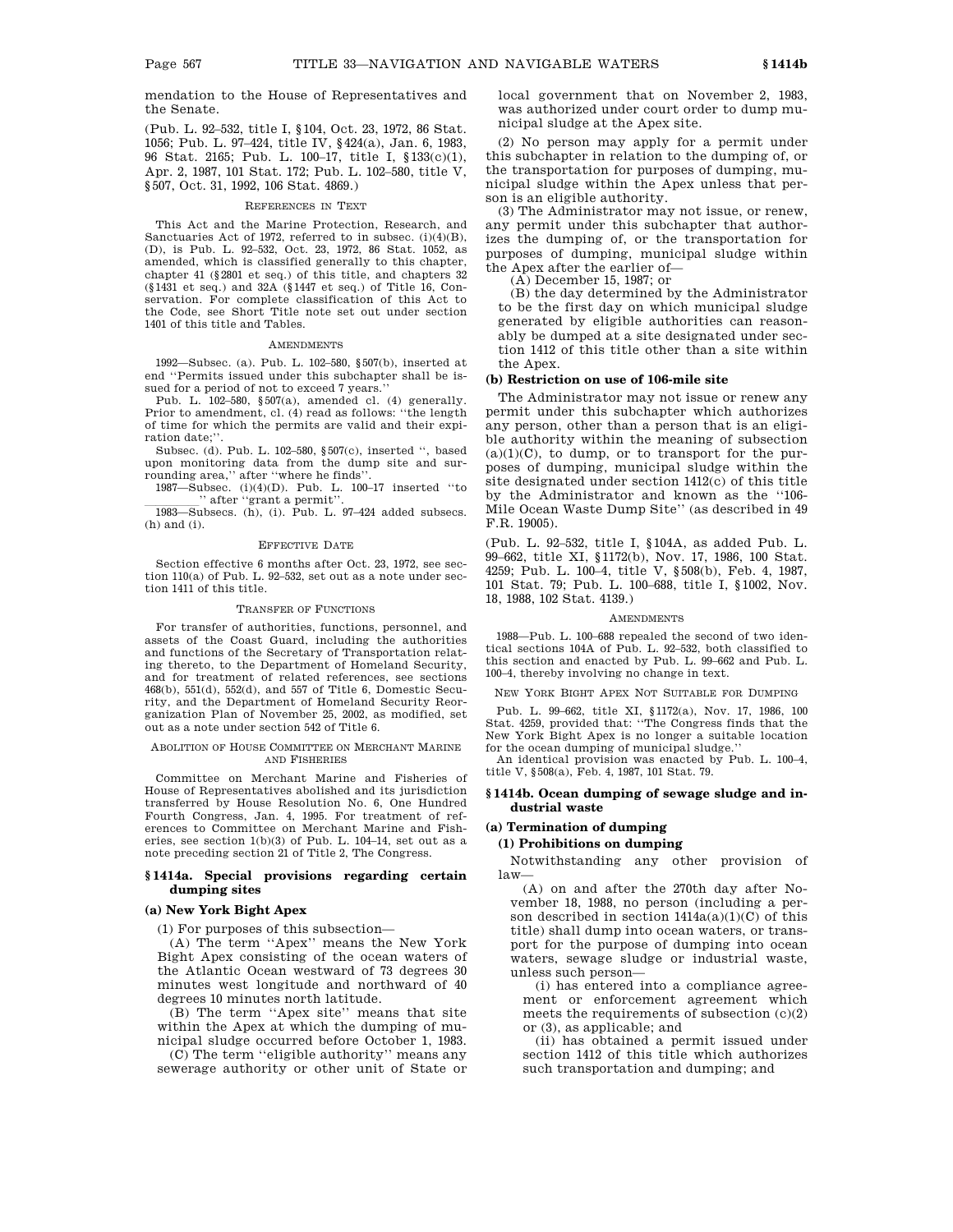mendation to the House of Representatives and the Senate.

(Pub. L. 92–532, title I, §104, Oct. 23, 1972, 86 Stat. 1056; Pub. L. 97–424, title IV, §424(a), Jan. 6, 1983, 96 Stat. 2165; Pub. L. 100–17, title I, §133(c)(1), Apr. 2, 1987, 101 Stat. 172; Pub. L. 102–580, title V, §507, Oct. 31, 1992, 106 Stat. 4869.)

REFERENCES IN TEXT

This Act and the Marine Protection, Research, and Sanctuaries Act of 1972, referred to in subsec. (i)(4)(B), (D), is Pub. L. 92–532, Oct. 23, 1972, 86 Stat. 1052, as amended, which is classified generally to this chapter, chapter 41 (§2801 et seq.) of this title, and chapters 32 (§1431 et seq.) and 32A (§1447 et seq.) of Title 16, Conservation. For complete classification of this Act to the Code, see Short Title note set out under section 1401 of this title and Tables.

AMENDMENTS

1992—Subsec. (a). Pub. L. 102–580, §507(b), inserted at end "Permits issued under this subchapter shall be issued for a period of not to exceed 7 years."

Pub. L. 102–580, §507(a), amended cl. (4) generally. Prior to amendment, cl. (4) read as follows: "the length of time for which the permits are valid and their expiration date;".

Subsec. (d). Pub. L. 102–580, §507(c), inserted ", based upon monitoring data from the dump site and surrounding area," after "where he finds".

1987—Subsec. (i)(4)(D). Pub. L. 100–17 inserted "to ________" after "grant a permit".

1983—Subsecs. (h), (i). Pub. L. 97–424 added subsecs. (h) and (i).

EFFECTIVE DATE

Section effective 6 months after Oct. 23, 1972, see section 110(a) of Pub. L. 92–532, set out as a note under section 1411 of this title.

TRANSFER OF FUNCTIONS

For transfer of authorities, functions, personnel, and assets of the Coast Guard, including the authorities and functions of the Secretary of Transportation relating thereto, to the Department of Homeland Security, and for treatment of related references, see sections 468(b), 551(d), 552(d), and 557 of Title 6, Domestic Security, and the Department of Homeland Security Reorganization Plan of November 25, 2002, as modified, set out as a note under section 542 of Title 6.

ABOLITION OF HOUSE COMMITTEE ON MERCHANT MARINE AND FISHERIES

Committee on Merchant Marine and Fisheries of House of Representatives abolished and its jurisdiction transferred by House Resolution No. 6, One Hundred Fourth Congress, Jan. 4, 1995. For treatment of references to Committee on Merchant Marine and Fisheries, see section 1(b)(3) of Pub. L. 104–14, set out as a note preceding section 21 of Title 2, The Congress.

### §1414a. Special provisions regarding certain dumping sites

**(a) New York Bight Apex**

(1) For purposes of this subsection—

(A) The term "Apex" means the New York Bight Apex consisting of the ocean waters of the Atlantic Ocean westward of 73 degrees 30 minutes west longitude and northward of 40 degrees 10 minutes north latitude.

(B) The term "Apex site" means that site within the Apex at which the dumping of municipal sludge occurred before October 1, 1983.

(C) The term "eligible authority" means any sewerage authority or other unit of State or local government that on November 2, 1983, was authorized under court order to dump municipal sludge at the Apex site.

(2) No person may apply for a permit under this subchapter in relation to the dumping of, or the transportation for purposes of dumping, municipal sludge within the Apex unless that person is an eligible authority.

(3) The Administrator may not issue, or renew, any permit under this subchapter that authorizes the dumping of, or the transportation for purposes of dumping, municipal sludge within the Apex after the earlier of—

(A) December 15, 1987; or

(B) the day determined by the Administrator to be the first day on which municipal sludge generated by eligible authorities can reasonably be dumped at a site designated under section 1412 of this title other than a site within the Apex.

**(b) Restriction on use of 106-mile site**

The Administrator may not issue or renew any permit under this subchapter which authorizes any person, other than a person that is an eligible authority within the meaning of subsection (a)(1)(C), to dump, or to transport for the purposes of dumping, municipal sludge within the site designated under section 1412(c) of this title by the Administrator and known as the "106-Mile Ocean Waste Dump Site" (as described in 49 F.R. 19005).

(Pub. L. 92–532, title I, §104A, as added Pub. L. 99–662, title XI, §1172(b), Nov. 17, 1986, 100 Stat. 4259; Pub. L. 100–4, title V, §508(b), Feb. 4, 1987, 101 Stat. 79; Pub. L. 100–688, title I, §1002, Nov. 18, 1988, 102 Stat. 4139.)

AMENDMENTS

1988—Pub. L. 100–688 repealed the second of two identical sections 104A of Pub. L. 92–532, both classified to this section and enacted by Pub. L. 99–662 and Pub. L. 100–4, thereby involving no change in text.

NEW YORK BIGHT APEX NOT SUITABLE FOR DUMPING

Pub. L. 99–662, title XI, §1172(a), Nov. 17, 1986, 100 Stat. 4259, provided that: "The Congress finds that the New York Bight Apex is no longer a suitable location for the ocean dumping of municipal sludge."

An identical provision was enacted by Pub. L. 100–4, title V, §508(a), Feb. 4, 1987, 101 Stat. 79.

### §1414b. Ocean dumping of sewage sludge and industrial waste

**(a) Termination of dumping**

**(1) Prohibitions on dumping**

Notwithstanding any other provision of law—

(A) on and after the 270th day after November 18, 1988, no person (including a person described in section 1414a(a)(1)(C) of this title) shall dump into ocean waters, or transport for the purpose of dumping into ocean waters, sewage sludge or industrial waste, unless such person—

(i) has entered into a compliance agreement or enforcement agreement which meets the requirements of subsection (c)(2) or (3), as applicable; and

(ii) has obtained a permit issued under section 1412 of this title which authorizes such transportation and dumping; and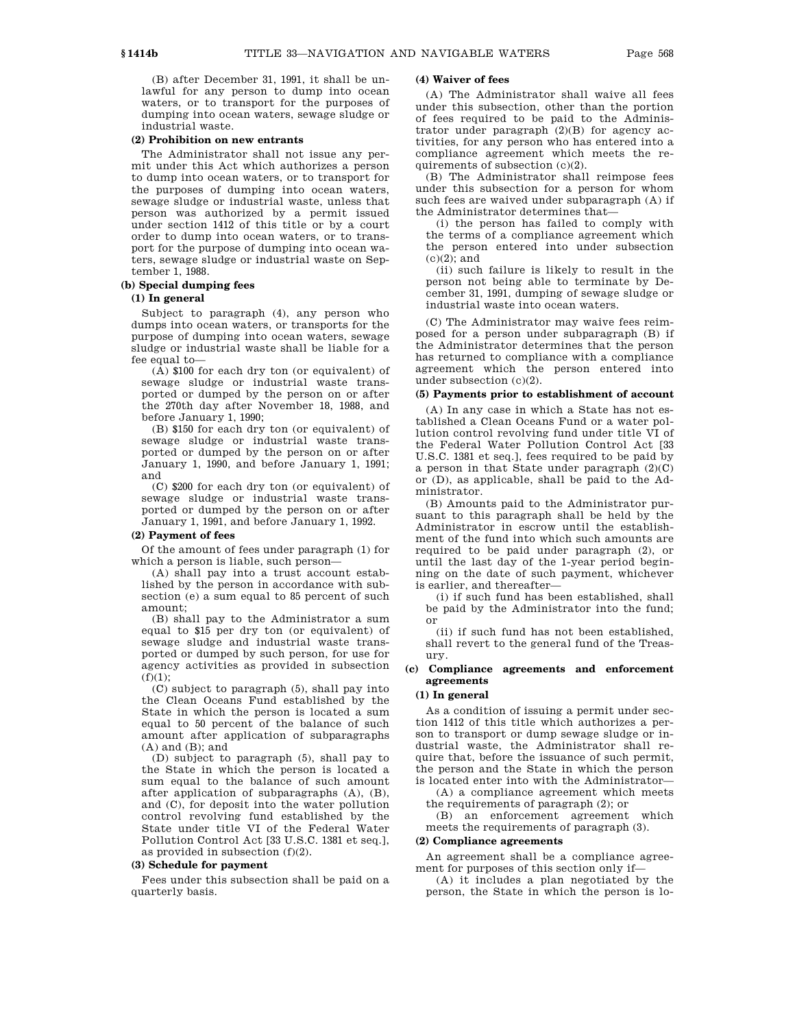(B) after December 31, 1991, it shall be unlawful for any person to dump into ocean waters, or to transport for the purposes of dumping into ocean waters, sewage sludge or industrial waste.

**(2) Prohibition on new entrants**

The Administrator shall not issue any permit under this Act which authorizes a person to dump into ocean waters, or to transport for the purposes of dumping into ocean waters, sewage sludge or industrial waste, unless that person was authorized by a permit issued under section 1412 of this title or by a court order to dump into ocean waters, or to transport for the purpose of dumping into ocean waters, sewage sludge or industrial waste on September 1, 1988.

**(b) Special dumping fees**

**(1) In general**

Subject to paragraph (4), any person who dumps into ocean waters, or transports for the purpose of dumping into ocean waters, sewage sludge or industrial waste shall be liable for a fee equal to—

(A) $100 for each dry ton (or equivalent) of sewage sludge or industrial waste transported or dumped by the person on or after the 270th day after November 18, 1988, and before January 1, 1990;

(B) $150 for each dry ton (or equivalent) of sewage sludge or industrial waste transported or dumped by the person on or after January 1, 1990, and before January 1, 1991; and

(C) $200 for each dry ton (or equivalent) of sewage sludge or industrial waste transported or dumped by the person on or after January 1, 1991, and before January 1, 1992.

**(2) Payment of fees**

Of the amount of fees under paragraph (1) for which a person is liable, such person—

(A) shall pay into a trust account established by the person in accordance with subsection (e) a sum equal to 85 percent of such amount;

(B) shall pay to the Administrator a sum equal to $15 per dry ton (or equivalent) of sewage sludge and industrial waste transported or dumped by such person, for use for agency activities as provided in subsection (f)(1);

(C) subject to paragraph (5), shall pay into the Clean Oceans Fund established by the State in which the person is located a sum equal to 50 percent of the balance of such amount after application of subparagraphs (A) and (B); and

(D) subject to paragraph (5), shall pay to the State in which the person is located a sum equal to the balance of such amount after application of subparagraphs (A), (B), and (C), for deposit into the water pollution control revolving fund established by the State under title VI of the Federal Water Pollution Control Act [33 U.S.C. 1381 et seq.], as provided in subsection (f)(2).

**(3) Schedule for payment**

Fees under this subsection shall be paid on a quarterly basis.

**(4) Waiver of fees**

(A) The Administrator shall waive all fees under this subsection, other than the portion of fees required to be paid to the Administrator under paragraph (2)(B) for agency activities, for any person who has entered into a compliance agreement which meets the requirements of subsection (c)(2).

(B) The Administrator shall reimpose fees under this subsection for a person for whom such fees are waived under subparagraph (A) if the Administrator determines that—

(i) the person has failed to comply with the terms of a compliance agreement which the person entered into under subsection (c)(2); and

(ii) such failure is likely to result in the person not being able to terminate by December 31, 1991, dumping of sewage sludge or industrial waste into ocean waters.

(C) The Administrator may waive fees reimposed for a person under subparagraph (B) if the Administrator determines that the person has returned to compliance with a compliance agreement which the person entered into under subsection (c)(2).

**(5) Payments prior to establishment of account**

(A) In any case in which a State has not established a Clean Oceans Fund or a water pollution control revolving fund under title VI of the Federal Water Pollution Control Act [33 U.S.C. 1381 et seq.], fees required to be paid by a person in that State under paragraph (2)(C) or (D), as applicable, shall be paid to the Administrator.

(B) Amounts paid to the Administrator pursuant to this paragraph shall be held by the Administrator in escrow until the establishment of the fund into which such amounts are required to be paid under paragraph (2), or until the last day of the 1-year period beginning on the date of such payment, whichever is earlier, and thereafter—

(i) if such fund has been established, shall be paid by the Administrator into the fund; or

(ii) if such fund has not been established, shall revert to the general fund of the Treasury.

**(c) Compliance agreements and enforcement agreements**

**(1) In general**

As a condition of issuing a permit under section 1412 of this title which authorizes a person to transport or dump sewage sludge or industrial waste, the Administrator shall require that, before the issuance of such permit, the person and the State in which the person is located enter into with the Administrator—

(A) a compliance agreement which meets the requirements of paragraph (2); or

(B) an enforcement agreement which meets the requirements of paragraph (3).

**(2) Compliance agreements**

An agreement shall be a compliance agreement for purposes of this section only if—

(A) it includes a plan negotiated by the person, the State in which the person is lo-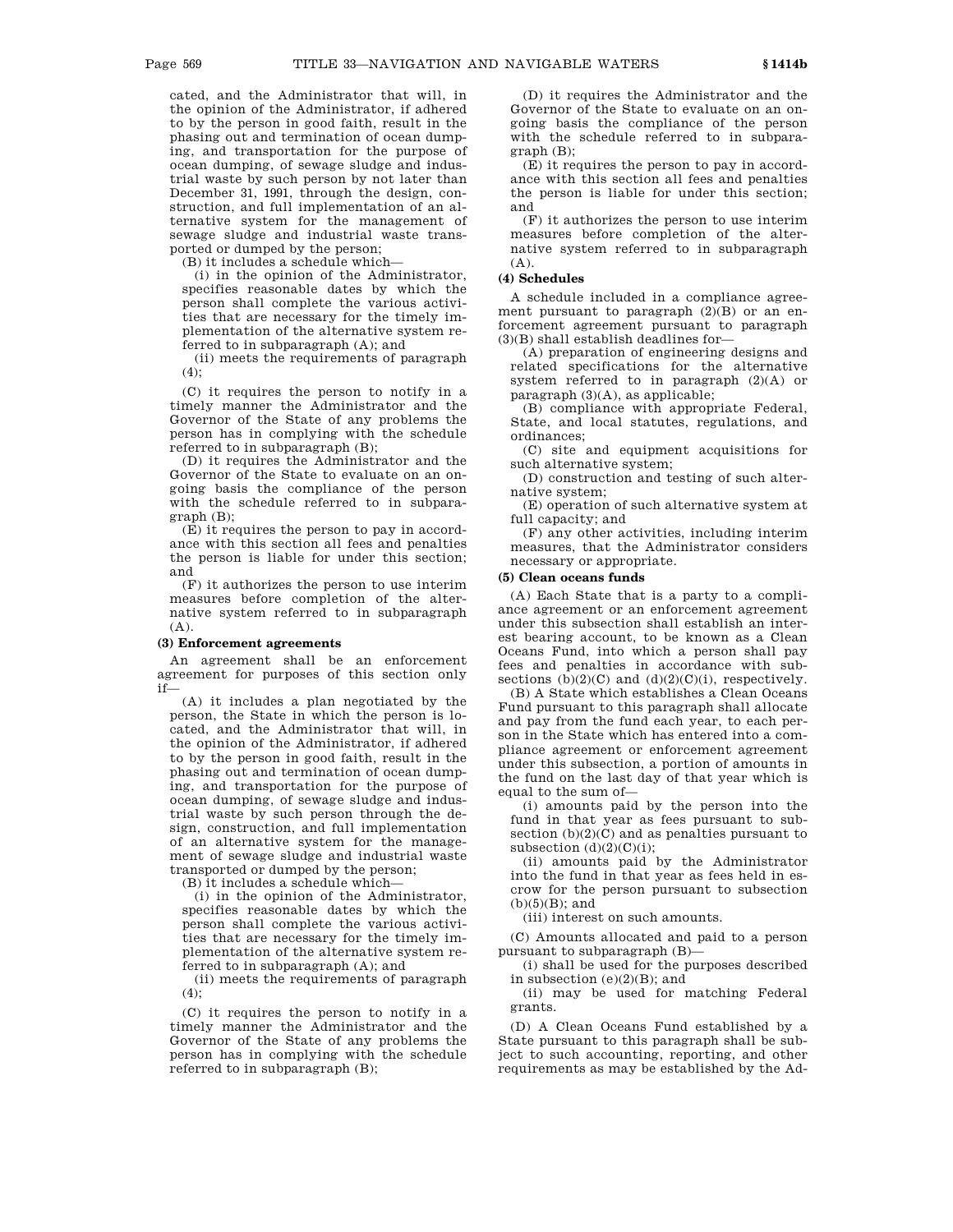cated, and the Administrator that will, in the opinion of the Administrator, if adhered to by the person in good faith, result in the phasing out and termination of ocean dumping, and transportation for the purpose of ocean dumping, of sewage sludge and industrial waste by such person by not later than December 31, 1991, through the design, construction, and full implementation of an alternative system for the management of sewage sludge and industrial waste transported or dumped by the person;

(B) it includes a schedule which—

(i) in the opinion of the Administrator, specifies reasonable dates by which the person shall complete the various activities that are necessary for the timely implementation of the alternative system referred to in subparagraph (A); and

(ii) meets the requirements of paragraph (4);

(C) it requires the person to notify in a timely manner the Administrator and the Governor of the State of any problems the person has in complying with the schedule referred to in subparagraph (B);

(D) it requires the Administrator and the Governor of the State to evaluate on an ongoing basis the compliance of the person with the schedule referred to in subparagraph (B);

(E) it requires the person to pay in accordance with this section all fees and penalties the person is liable for under this section; and

(F) it authorizes the person to use interim measures before completion of the alternative system referred to in subparagraph (A).

**(3) Enforcement agreements**

An agreement shall be an enforcement agreement for purposes of this section only if—

(A) it includes a plan negotiated by the person, the State in which the person is located, and the Administrator that will, in the opinion of the Administrator, if adhered to by the person in good faith, result in the phasing out and termination of ocean dumping, and transportation for the purpose of ocean dumping, of sewage sludge and industrial waste by such person through the design, construction, and full implementation of an alternative system for the management of sewage sludge and industrial waste transported or dumped by the person;

(B) it includes a schedule which—

(i) in the opinion of the Administrator, specifies reasonable dates by which the person shall complete the various activities that are necessary for the timely implementation of the alternative system referred to in subparagraph (A); and

(ii) meets the requirements of paragraph (4);

(C) it requires the person to notify in a timely manner the Administrator and the Governor of the State of any problems the person has in complying with the schedule referred to in subparagraph (B);

(D) it requires the Administrator and the Governor of the State to evaluate on an ongoing basis the compliance of the person with the schedule referred to in subparagraph (B);

(E) it requires the person to pay in accordance with this section all fees and penalties the person is liable for under this section; and

(F) it authorizes the person to use interim measures before completion of the alternative system referred to in subparagraph (A).

**(4) Schedules**

A schedule included in a compliance agreement pursuant to paragraph (2)(B) or an enforcement agreement pursuant to paragraph (3)(B) shall establish deadlines for—

(A) preparation of engineering designs and related specifications for the alternative system referred to in paragraph (2)(A) or paragraph (3)(A), as applicable;

(B) compliance with appropriate Federal, State, and local statutes, regulations, and ordinances;

(C) site and equipment acquisitions for such alternative system;

(D) construction and testing of such alternative system;

(E) operation of such alternative system at full capacity; and

(F) any other activities, including interim measures, that the Administrator considers necessary or appropriate.

**(5) Clean oceans funds**

(A) Each State that is a party to a compliance agreement or an enforcement agreement under this subsection shall establish an interest bearing account, to be known as a Clean Oceans Fund, into which a person shall pay fees and penalties in accordance with subsections (b)(2)(C) and (d)(2)(C)(i), respectively.

(B) A State which establishes a Clean Oceans Fund pursuant to this paragraph shall allocate and pay from the fund each year, to each person in the State which has entered into a compliance agreement or enforcement agreement under this subsection, a portion of amounts in the fund on the last day of that year which is equal to the sum of—

(i) amounts paid by the person into the fund in that year as fees pursuant to subsection (b)(2)(C) and as penalties pursuant to subsection (d)(2)(C)(i);

(ii) amounts paid by the Administrator into the fund in that year as fees held in escrow for the person pursuant to subsection (b)(5)(B); and

(iii) interest on such amounts.

(C) Amounts allocated and paid to a person pursuant to subparagraph (B)—

(i) shall be used for the purposes described in subsection (e)(2)(B); and

(ii) may be used for matching Federal grants.

(D) A Clean Oceans Fund established by a State pursuant to this paragraph shall be subject to such accounting, reporting, and other requirements as may be established by the Ad-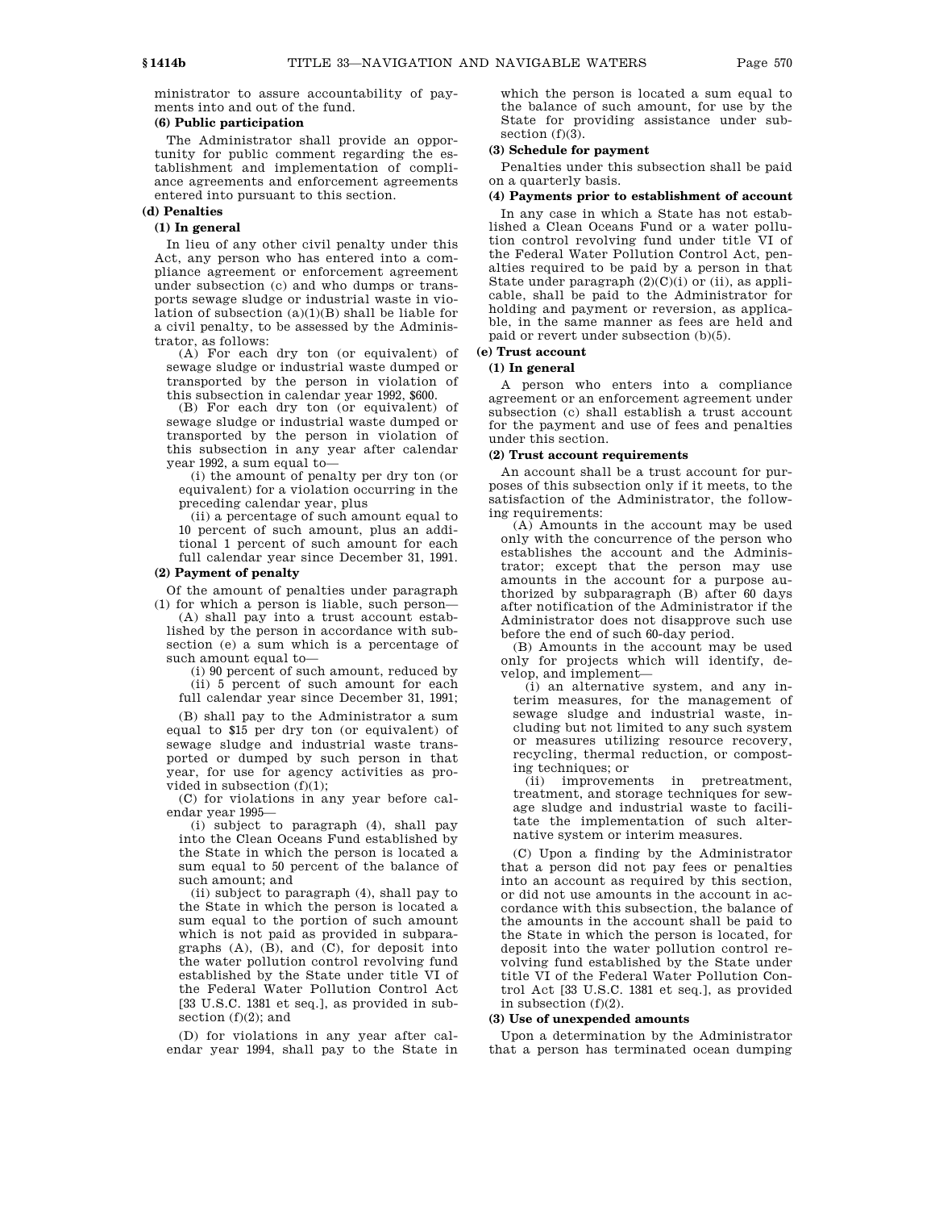ministrator to assure accountability of payments into and out of the fund.

**(6) Public participation**

The Administrator shall provide an opportunity for public comment regarding the establishment and implementation of compliance agreements and enforcement agreements entered into pursuant to this section.

**(d) Penalties**

**(1) In general**

In lieu of any other civil penalty under this Act, any person who has entered into a compliance agreement or enforcement agreement under subsection (c) and who dumps or transports sewage sludge or industrial waste in violation of subsection (a)(1)(B) shall be liable for a civil penalty, to be assessed by the Administrator, as follows:

(A) For each dry ton (or equivalent) of sewage sludge or industrial waste dumped or transported by the person in violation of this subsection in calendar year 1992, $600.

(B) For each dry ton (or equivalent) of sewage sludge or industrial waste dumped or transported by the person in violation of this subsection in any year after calendar year 1992, a sum equal to—

(i) the amount of penalty per dry ton (or equivalent) for a violation occurring in the preceding calendar year, plus

(ii) a percentage of such amount equal to 10 percent of such amount, plus an additional 1 percent of such amount for each full calendar year since December 31, 1991.

**(2) Payment of penalty**

Of the amount of penalties under paragraph (1) for which a person is liable, such person—

(A) shall pay into a trust account established by the person in accordance with subsection (e) a sum which is a percentage of such amount equal to—

(i) 90 percent of such amount, reduced by

(ii) 5 percent of such amount for each full calendar year since December 31, 1991;

(B) shall pay to the Administrator a sum equal to $15 per dry ton (or equivalent) of sewage sludge and industrial waste transported or dumped by such person in that year, for use for agency activities as provided in subsection (f)(1);

(C) for violations in any year before calendar year 1995—

(i) subject to paragraph (4), shall pay into the Clean Oceans Fund established by the State in which the person is located a sum equal to 50 percent of the balance of such amount; and

(ii) subject to paragraph (4), shall pay to the State in which the person is located a sum equal to the portion of such amount which is not paid as provided in subparagraphs (A), (B), and (C), for deposit into the water pollution control revolving fund established by the State under title VI of the Federal Water Pollution Control Act [33 U.S.C. 1381 et seq.], as provided in subsection (f)(2); and

(D) for violations in any year after calendar year 1994, shall pay to the State in which the person is located a sum equal to the balance of such amount, for use by the State for providing assistance under subsection (f)(3).

**(3) Schedule for payment**

Penalties under this subsection shall be paid on a quarterly basis.

**(4) Payments prior to establishment of account**

In any case in which a State has not established a Clean Oceans Fund or a water pollution control revolving fund under title VI of the Federal Water Pollution Control Act, penalties required to be paid by a person in that State under paragraph (2)(C)(i) or (ii), as applicable, shall be paid to the Administrator for holding and payment or reversion, as applicable, in the same manner as fees are held and paid or revert under subsection (b)(5).

**(e) Trust account**

**(1) In general**

A person who enters into a compliance agreement or an enforcement agreement under subsection (c) shall establish a trust account for the payment and use of fees and penalties under this section.

**(2) Trust account requirements**

An account shall be a trust account for purposes of this subsection only if it meets, to the satisfaction of the Administrator, the following requirements:

(A) Amounts in the account may be used only with the concurrence of the person who establishes the account and the Administrator; except that the person may use amounts in the account for a purpose authorized by subparagraph (B) after 60 days after notification of the Administrator if the Administrator does not disapprove such use before the end of such 60-day period.

(B) Amounts in the account may be used only for projects which will identify, develop, and implement—

(i) an alternative system, and any interim measures, for the management of sewage sludge and industrial waste, including but not limited to any such system or measures utilizing resource recovery, recycling, thermal reduction, or composting techniques; or

(ii) improvements in pretreatment, treatment, and storage techniques for sewage sludge and industrial waste to facilitate the implementation of such alternative system or interim measures.

(C) Upon a finding by the Administrator that a person did not pay fees or penalties into an account as required by this section, or did not use amounts in the account in accordance with this subsection, the balance of the amounts in the account shall be paid to the State in which the person is located, for deposit into the water pollution control revolving fund established by the State under title VI of the Federal Water Pollution Control Act [33 U.S.C. 1381 et seq.], as provided in subsection (f)(2).

**(3) Use of unexpended amounts**

Upon a determination by the Administrator that a person has terminated ocean dumping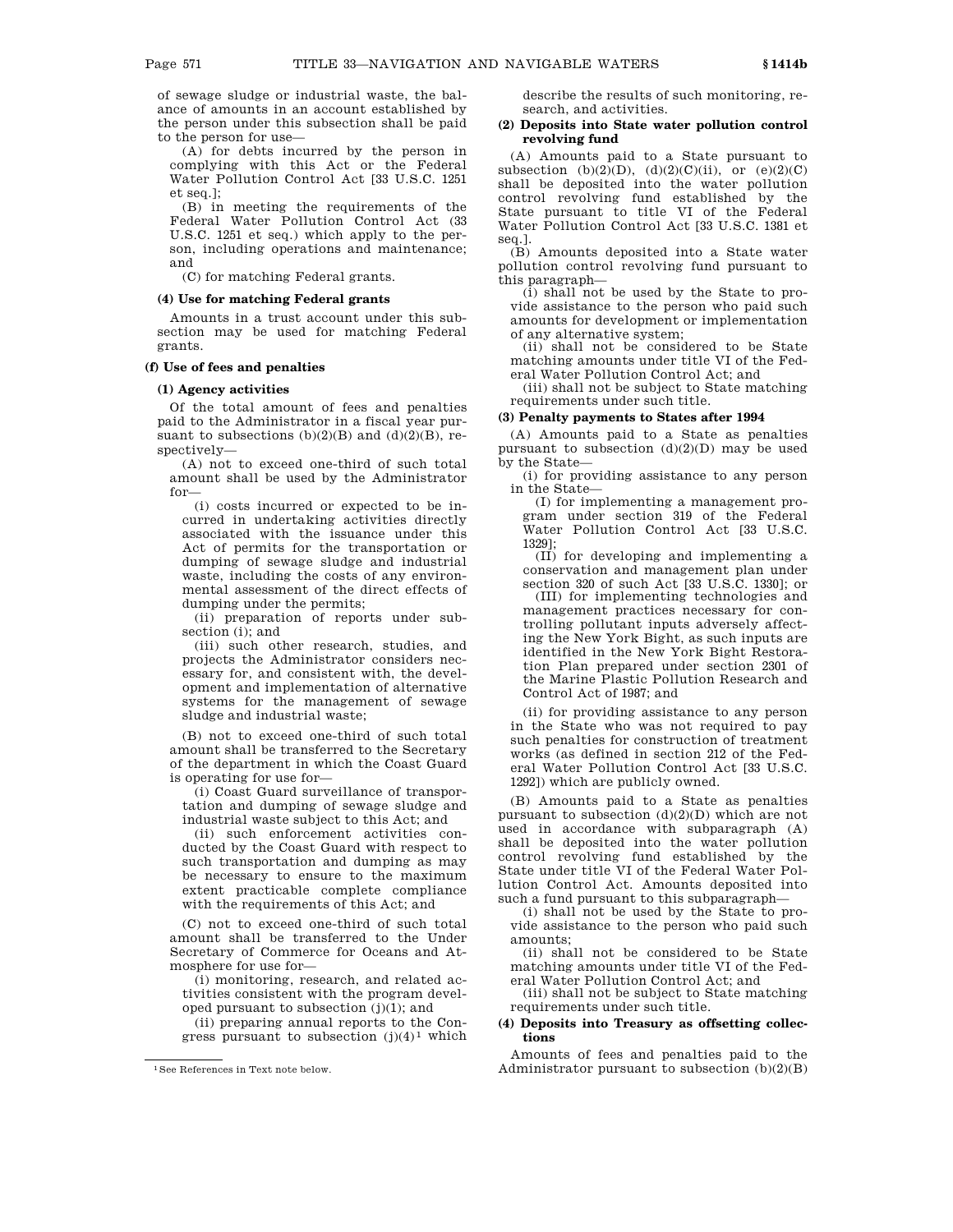of sewage sludge or industrial waste, the balance of amounts in an account established by the person under this subsection shall be paid to the person for use—

(A) for debts incurred by the person in complying with this Act or the Federal Water Pollution Control Act [33 U.S.C. 1251 et seq.];

(B) in meeting the requirements of the Federal Water Pollution Control Act (33 U.S.C. 1251 et seq.) which apply to the person, including operations and maintenance; and

(C) for matching Federal grants.

**(4) Use for matching Federal grants**

Amounts in a trust account under this subsection may be used for matching Federal grants.

**(f) Use of fees and penalties**

**(1) Agency activities**

Of the total amount of fees and penalties paid to the Administrator in a fiscal year pursuant to subsections (b)(2)(B) and (d)(2)(B), respectively—

(A) not to exceed one-third of such total amount shall be used by the Administrator for—

(i) costs incurred or expected to be incurred in undertaking activities directly associated with the issuance under this Act of permits for the transportation or dumping of sewage sludge and industrial waste, including the costs of any environmental assessment of the direct effects of dumping under the permits;

(ii) preparation of reports under subsection (i); and

(iii) such other research, studies, and projects the Administrator considers necessary for, and consistent with, the development and implementation of alternative systems for the management of sewage sludge and industrial waste;

(B) not to exceed one-third of such total amount shall be transferred to the Secretary of the department in which the Coast Guard is operating for use for—

(i) Coast Guard surveillance of transportation and dumping of sewage sludge and industrial waste subject to this Act; and

(ii) such enforcement activities conducted by the Coast Guard with respect to such transportation and dumping as may be necessary to ensure to the maximum extent practicable complete compliance with the requirements of this Act; and

(C) not to exceed one-third of such total amount shall be transferred to the Under Secretary of Commerce for Oceans and Atmosphere for use for—

(i) monitoring, research, and related activities consistent with the program developed pursuant to subsection (j)(1); and

(ii) preparing annual reports to the Congress pursuant to subsection (j)(4)[1] which describe the results of such monitoring, research, and activities.

**(2) Deposits into State water pollution control revolving fund**

(A) Amounts paid to a State pursuant to subsection (b)(2)(D), (d)(2)(C)(ii), or (e)(2)(C) shall be deposited into the water pollution control revolving fund established by the State pursuant to title VI of the Federal Water Pollution Control Act [33 U.S.C. 1381 et seq.].

(B) Amounts deposited into a State water pollution control revolving fund pursuant to this paragraph—

(i) shall not be used by the State to provide assistance to the person who paid such amounts for development or implementation of any alternative system;

(ii) shall not be considered to be State matching amounts under title VI of the Federal Water Pollution Control Act; and

(iii) shall not be subject to State matching requirements under such title.

**(3) Penalty payments to States after 1994**

(A) Amounts paid to a State as penalties pursuant to subsection (d)(2)(D) may be used by the State—

(i) for providing assistance to any person in the State—

(I) for implementing a management program under section 319 of the Federal Water Pollution Control Act [33 U.S.C. 1329];

(II) for developing and implementing a conservation and management plan under section 320 of such Act [33 U.S.C. 1330]; or

(III) for implementing technologies and management practices necessary for controlling pollutant inputs adversely affecting the New York Bight, as such inputs are identified in the New York Bight Restoration Plan prepared under section 2301 of the Marine Plastic Pollution Research and Control Act of 1987; and

(ii) for providing assistance to any person in the State who was not required to pay such penalties for construction of treatment works (as defined in section 212 of the Federal Water Pollution Control Act [33 U.S.C. 1292]) which are publicly owned.

(B) Amounts paid to a State as penalties pursuant to subsection (d)(2)(D) which are not used in accordance with subparagraph (A) shall be deposited into the water pollution control revolving fund established by the State under title VI of the Federal Water Pollution Control Act. Amounts deposited into such a fund pursuant to this subparagraph—

(i) shall not be used by the State to provide assistance to the person who paid such amounts;

(ii) shall not be considered to be State matching amounts under title VI of the Federal Water Pollution Control Act; and

(iii) shall not be subject to State matching requirements under such title.

**(4) Deposits into Treasury as offsetting collections**

Amounts of fees and penalties paid to the Administrator pursuant to subsection (b)(2)(B)

[1] See References in Text note below.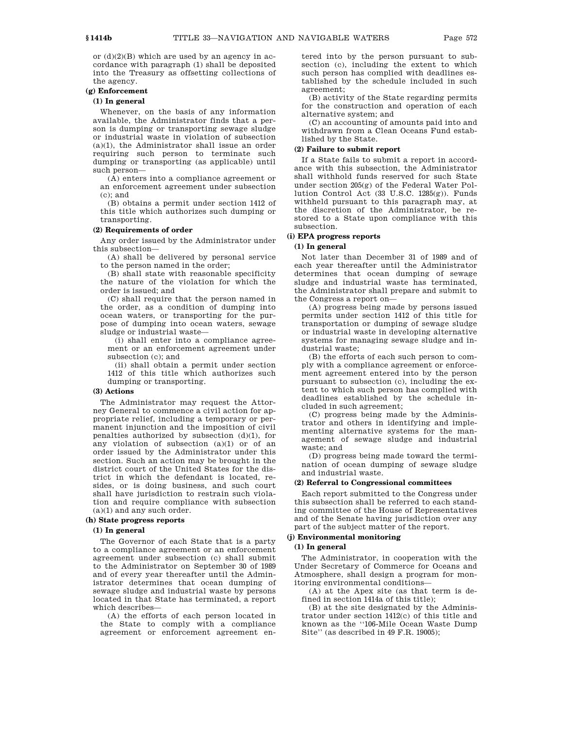or (d)(2)(B) which are used by an agency in accordance with paragraph (1) shall be deposited into the Treasury as offsetting collections of the agency.

### (g) Enforcement

#### (1) In general

Whenever, on the basis of any information available, the Administrator finds that a person is dumping or transporting sewage sludge or industrial waste in violation of subsection (a)(1), the Administrator shall issue an order requiring such person to terminate such dumping or transporting (as applicable) until such person—

(A) enters into a compliance agreement or an enforcement agreement under subsection (c); and

(B) obtains a permit under section 1412 of this title which authorizes such dumping or transporting.

#### (2) Requirements of order

Any order issued by the Administrator under this subsection—

(A) shall be delivered by personal service to the person named in the order;

(B) shall state with reasonable specificity the nature of the violation for which the order is issued; and

(C) shall require that the person named in the order, as a condition of dumping into ocean waters, or transporting for the purpose of dumping into ocean waters, sewage sludge or industrial waste—

(i) shall enter into a compliance agreement or an enforcement agreement under subsection (c); and

(ii) shall obtain a permit under section 1412 of this title which authorizes such dumping or transporting.

#### (3) Actions

The Administrator may request the Attorney General to commence a civil action for appropriate relief, including a temporary or permanent injunction and the imposition of civil penalties authorized by subsection (d)(1), for any violation of subsection (a)(1) or of an order issued by the Administrator under this section. Such an action may be brought in the district court of the United States for the district in which the defendant is located, resides, or is doing business, and such court shall have jurisdiction to restrain such violation and require compliance with subsection (a)(1) and any such order.

### (h) State progress reports

#### (1) In general

The Governor of each State that is a party to a compliance agreement or an enforcement agreement under subsection (c) shall submit to the Administrator on September 30 of 1989 and of every year thereafter until the Administrator determines that ocean dumping of sewage sludge and industrial waste by persons located in that State has terminated, a report which describes—

(A) the efforts of each person located in the State to comply with a compliance agreement or enforcement agreement entered into by the person pursuant to subsection (c), including the extent to which such person has complied with deadlines established by the schedule included in such agreement;

(B) activity of the State regarding permits for the construction and operation of each alternative system; and

(C) an accounting of amounts paid into and withdrawn from a Clean Oceans Fund established by the State.

#### (2) Failure to submit report

If a State fails to submit a report in accordance with this subsection, the Administrator shall withhold funds reserved for such State under section 205(g) of the Federal Water Pollution Control Act (33 U.S.C. 1285(g)). Funds withheld pursuant to this paragraph may, at the discretion of the Administrator, be restored to a State upon compliance with this subsection.

### (i) EPA progress reports

#### (1) In general

Not later than December 31 of 1989 and of each year thereafter until the Administrator determines that ocean dumping of sewage sludge and industrial waste has terminated, the Administrator shall prepare and submit to the Congress a report on—

(A) progress being made by persons issued permits under section 1412 of this title for transportation or dumping of sewage sludge or industrial waste in developing alternative systems for managing sewage sludge and industrial waste;

(B) the efforts of each such person to comply with a compliance agreement or enforcement agreement entered into by the person pursuant to subsection (c), including the extent to which such person has complied with deadlines established by the schedule included in such agreement;

(C) progress being made by the Administrator and others in identifying and implementing alternative systems for the management of sewage sludge and industrial waste; and

(D) progress being made toward the termination of ocean dumping of sewage sludge and industrial waste.

#### (2) Referral to Congressional committees

Each report submitted to the Congress under this subsection shall be referred to each standing committee of the House of Representatives and of the Senate having jurisdiction over any part of the subject matter of the report.

### (j) Environmental monitoring

#### (1) In general

The Administrator, in cooperation with the Under Secretary of Commerce for Oceans and Atmosphere, shall design a program for monitoring environmental conditions—

(A) at the Apex site (as that term is defined in section 1414a of this title);

(B) at the site designated by the Administrator under section 1412(c) of this title and known as the ''106-Mile Ocean Waste Dump Site'' (as described in 49 F.R. 19005);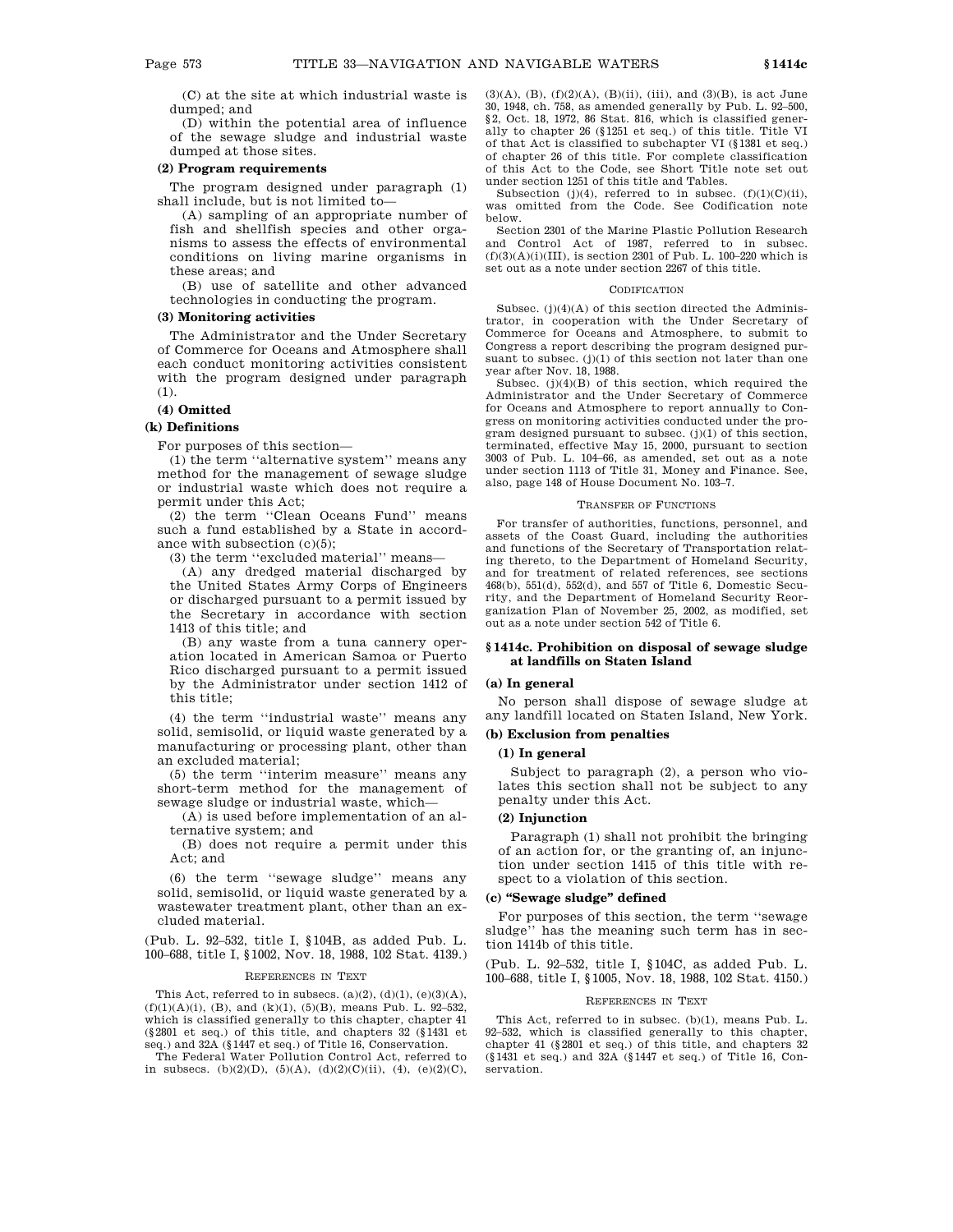(C) at the site at which industrial waste is dumped; and

(D) within the potential area of influence of the sewage sludge and industrial waste dumped at those sites.

**(2) Program requirements**

The program designed under paragraph (1) shall include, but is not limited to—

(A) sampling of an appropriate number of fish and shellfish species and other organisms to assess the effects of environmental conditions on living marine organisms in these areas; and

(B) use of satellite and other advanced technologies in conducting the program.

**(3) Monitoring activities**

The Administrator and the Under Secretary of Commerce for Oceans and Atmosphere shall each conduct monitoring activities consistent with the program designed under paragraph (1).

**(4) Omitted**

**(k) Definitions**

For purposes of this section—

(1) the term ''alternative system'' means any method for the management of sewage sludge or industrial waste which does not require a permit under this Act;

(2) the term ''Clean Oceans Fund'' means such a fund established by a State in accordance with subsection (c)(5);

(3) the term ''excluded material'' means—

(A) any dredged material discharged by the United States Army Corps of Engineers or discharged pursuant to a permit issued by the Secretary in accordance with section 1413 of this title; and

(B) any waste from a tuna cannery operation located in American Samoa or Puerto Rico discharged pursuant to a permit issued by the Administrator under section 1412 of this title;

(4) the term ''industrial waste'' means any solid, semisolid, or liquid waste generated by a manufacturing or processing plant, other than an excluded material;

(5) the term ''interim measure'' means any short-term method for the management of sewage sludge or industrial waste, which—

(A) is used before implementation of an alternative system; and

(B) does not require a permit under this Act; and

(6) the term ''sewage sludge'' means any solid, semisolid, or liquid waste generated by a wastewater treatment plant, other than an excluded material.

(Pub. L. 92–532, title I, §104B, as added Pub. L. 100–688, title I, §1002, Nov. 18, 1988, 102 Stat. 4139.)

REFERENCES IN TEXT

This Act, referred to in subsecs. (a)(2), (d)(1), (e)(3)(A), (f)(1)(A)(i), (B), and (k)(1), (5)(B), means Pub. L. 92–532, which is classified generally to this chapter, chapter 41 (§2801 et seq.) of this title, and chapters 32 (§1431 et seq.) and 32A (§1447 et seq.) of Title 16, Conservation.

The Federal Water Pollution Control Act, referred to in subsecs. (b)(2)(D), (5)(A), (d)(2)(C)(ii), (4), (e)(2)(C), (3)(A), (B), (f)(2)(A), (B)(ii), (iii), and (3)(B), is act June 30, 1948, ch. 758, as amended generally by Pub. L. 92–500, §2, Oct. 18, 1972, 86 Stat. 816, which is classified generally to chapter 26 (§1251 et seq.) of this title. Title VI of that Act is classified to subchapter VI (§1381 et seq.) of chapter 26 of this title. For complete classification of this Act to the Code, see Short Title note set out under section 1251 of this title and Tables.

Subsection (j)(4), referred to in subsec. (f)(1)(C)(ii), was omitted from the Code. See Codification note below.

Section 2301 of the Marine Plastic Pollution Research and Control Act of 1987, referred to in subsec. (f)(3)(A)(i)(III), is section 2301 of Pub. L. 100–220 which is set out as a note under section 2267 of this title.

CODIFICATION

Subsec. (j)(4)(A) of this section directed the Administrator, in cooperation with the Under Secretary of Commerce for Oceans and Atmosphere, to submit to Congress a report describing the program designed pursuant to subsec. (j)(1) of this section not later than one year after Nov. 18, 1988.

Subsec. (j)(4)(B) of this section, which required the Administrator and the Under Secretary of Commerce for Oceans and Atmosphere to report annually to Congress on monitoring activities conducted under the program designed pursuant to subsec. (j)(1) of this section, terminated, effective May 15, 2000, pursuant to section 3003 of Pub. L. 104–66, as amended, set out as a note under section 1113 of Title 31, Money and Finance. See, also, page 148 of House Document No. 103–7.

TRANSFER OF FUNCTIONS

For transfer of authorities, functions, personnel, and assets of the Coast Guard, including the authorities and functions of the Secretary of Transportation relating thereto, to the Department of Homeland Security, and for treatment of related references, see sections 468(b), 551(d), 552(d), and 557 of Title 6, Domestic Security, and the Department of Homeland Security Reorganization Plan of November 25, 2002, as modified, set out as a note under section 542 of Title 6.

## §1414c. Prohibition on disposal of sewage sludge at landfills on Staten Island

**(a) In general**

No person shall dispose of sewage sludge at any landfill located on Staten Island, New York.

**(b) Exclusion from penalties**

**(1) In general**

Subject to paragraph (2), a person who violates this section shall not be subject to any penalty under this Act.

**(2) Injunction**

Paragraph (1) shall not prohibit the bringing of an action for, or the granting of, an injunction under section 1415 of this title with respect to a violation of this section.

**(c) ''Sewage sludge'' defined**

For purposes of this section, the term ''sewage sludge'' has the meaning such term has in section 1414b of this title.

(Pub. L. 92–532, title I, §104C, as added Pub. L. 100–688, title I, §1005, Nov. 18, 1988, 102 Stat. 4150.)

REFERENCES IN TEXT

This Act, referred to in subsec. (b)(1), means Pub. L. 92–532, which is classified generally to this chapter, chapter 41 (§2801 et seq.) of this title, and chapters 32 (§1431 et seq.) and 32A (§1447 et seq.) of Title 16, Conservation.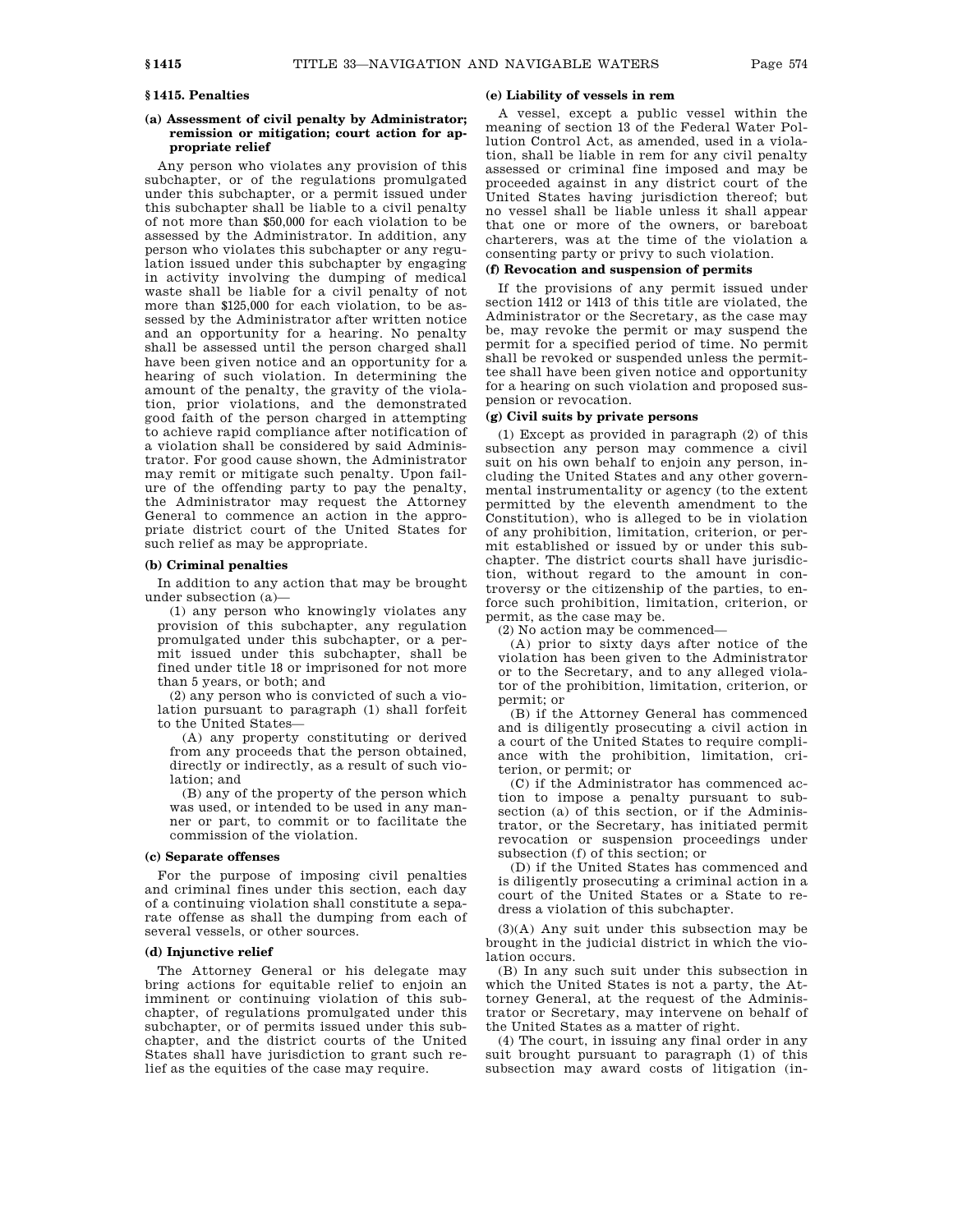## § 1415. Penalties

### (a) Assessment of civil penalty by Administrator; remission or mitigation; court action for appropriate relief

Any person who violates any provision of this subchapter, or of the regulations promulgated under this subchapter, or a permit issued under this subchapter shall be liable to a civil penalty of not more than $50,000 for each violation to be assessed by the Administrator. In addition, any person who violates this subchapter or any regulation issued under this subchapter by engaging in activity involving the dumping of medical waste shall be liable for a civil penalty of not more than $125,000 for each violation, to be assessed by the Administrator after written notice and an opportunity for a hearing. No penalty shall be assessed until the person charged shall have been given notice and an opportunity for a hearing of such violation. In determining the amount of the penalty, the gravity of the violation, prior violations, and the demonstrated good faith of the person charged in attempting to achieve rapid compliance after notification of a violation shall be considered by said Administrator. For good cause shown, the Administrator may remit or mitigate such penalty. Upon failure of the offending party to pay the penalty, the Administrator may request the Attorney General to commence an action in the appropriate district court of the United States for such relief as may be appropriate.

### (b) Criminal penalties

In addition to any action that may be brought under subsection (a)—

(1) any person who knowingly violates any provision of this subchapter, any regulation promulgated under this subchapter, or a permit issued under this subchapter, shall be fined under title 18 or imprisoned for not more than 5 years, or both; and

(2) any person who is convicted of such a violation pursuant to paragraph (1) shall forfeit to the United States—

(A) any property constituting or derived from any proceeds that the person obtained, directly or indirectly, as a result of such violation; and

(B) any of the property of the person which was used, or intended to be used in any manner or part, to commit or to facilitate the commission of the violation.

### (c) Separate offenses

For the purpose of imposing civil penalties and criminal fines under this section, each day of a continuing violation shall constitute a separate offense as shall the dumping from each of several vessels, or other sources.

### (d) Injunctive relief

The Attorney General or his delegate may bring actions for equitable relief to enjoin an imminent or continuing violation of this subchapter, of regulations promulgated under this subchapter, or of permits issued under this subchapter, and the district courts of the United States shall have jurisdiction to grant such relief as the equities of the case may require.

### (e) Liability of vessels in rem

A vessel, except a public vessel within the meaning of section 13 of the Federal Water Pollution Control Act, as amended, used in a violation, shall be liable in rem for any civil penalty assessed or criminal fine imposed and may be proceeded against in any district court of the United States having jurisdiction thereof; but no vessel shall be liable unless it shall appear that one or more of the owners, or bareboat charterers, was at the time of the violation a consenting party or privy to such violation.

### (f) Revocation and suspension of permits

If the provisions of any permit issued under section 1412 or 1413 of this title are violated, the Administrator or the Secretary, as the case may be, may revoke the permit or may suspend the permit for a specified period of time. No permit shall be revoked or suspended unless the permittee shall have been given notice and opportunity for a hearing on such violation and proposed suspension or revocation.

### (g) Civil suits by private persons

(1) Except as provided in paragraph (2) of this subsection any person may commence a civil suit on his own behalf to enjoin any person, including the United States and any other governmental instrumentality or agency (to the extent permitted by the eleventh amendment to the Constitution), who is alleged to be in violation of any prohibition, limitation, criterion, or permit established or issued by or under this subchapter. The district courts shall have jurisdiction, without regard to the amount in controversy or the citizenship of the parties, to enforce such prohibition, limitation, criterion, or permit, as the case may be.

(2) No action may be commenced—

(A) prior to sixty days after notice of the violation has been given to the Administrator or to the Secretary, and to any alleged violator of the prohibition, limitation, criterion, or permit; or

(B) if the Attorney General has commenced and is diligently prosecuting a civil action in a court of the United States to require compliance with the prohibition, limitation, criterion, or permit; or

(C) if the Administrator has commenced action to impose a penalty pursuant to subsection (a) of this section, or if the Administrator, or the Secretary, has initiated permit revocation or suspension proceedings under subsection (f) of this section; or

(D) if the United States has commenced and is diligently prosecuting a criminal action in a court of the United States or a State to redress a violation of this subchapter.

(3)(A) Any suit under this subsection may be brought in the judicial district in which the violation occurs.

(B) In any such suit under this subsection in which the United States is not a party, the Attorney General, at the request of the Administrator or Secretary, may intervene on behalf of the United States as a matter of right.

(4) The court, in issuing any final order in any suit brought pursuant to paragraph (1) of this subsection may award costs of litigation (in-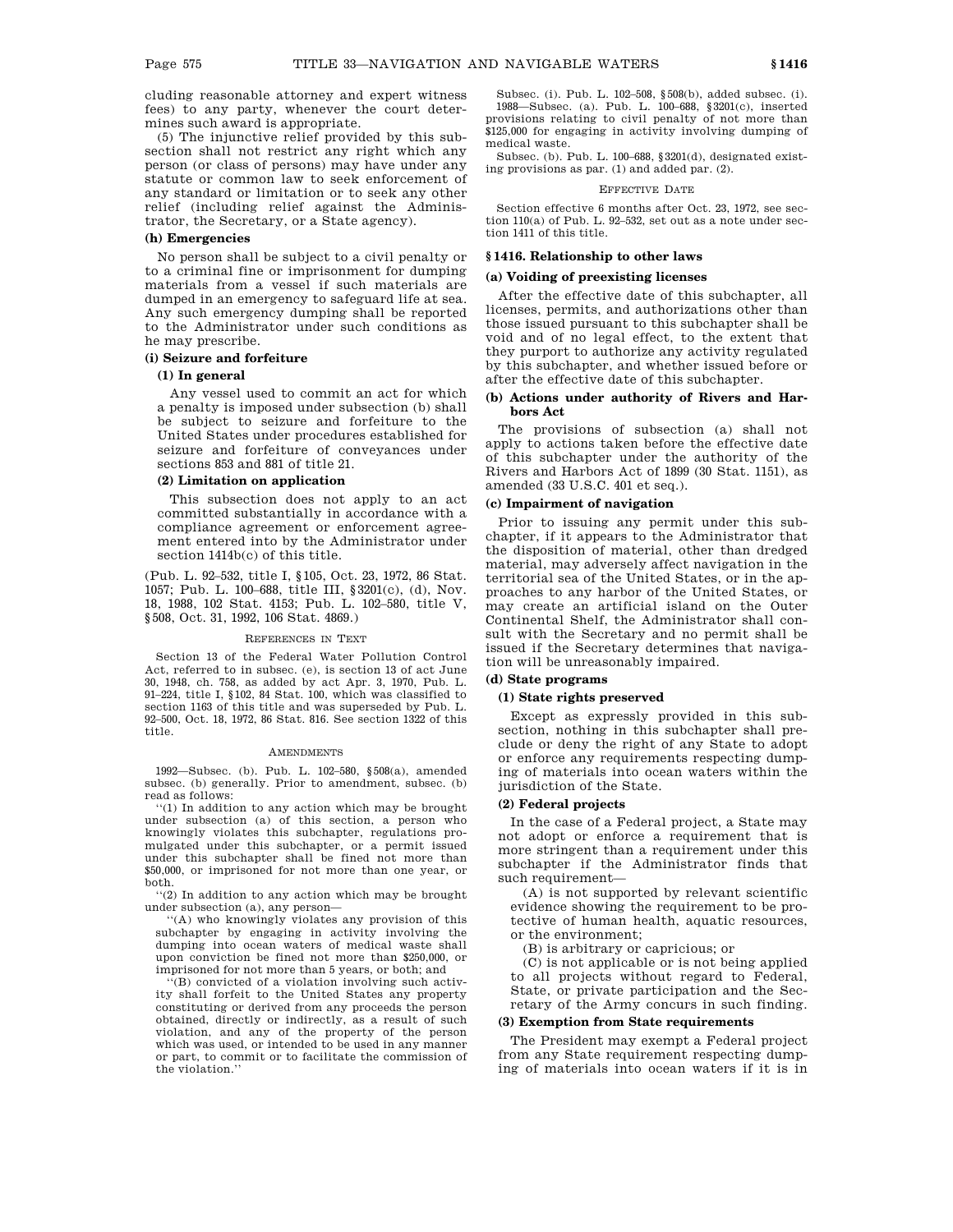cluding reasonable attorney and expert witness fees) to any party, whenever the court determines such award is appropriate.

(5) The injunctive relief provided by this subsection shall not restrict any right which any person (or class of persons) may have under any statute or common law to seek enforcement of any standard or limitation or to seek any other relief (including relief against the Administrator, the Secretary, or a State agency).

### (h) Emergencies

No person shall be subject to a civil penalty or to a criminal fine or imprisonment for dumping materials from a vessel if such materials are dumped in an emergency to safeguard life at sea. Any such emergency dumping shall be reported to the Administrator under such conditions as he may prescribe.

### (i) Seizure and forfeiture

#### (1) In general

Any vessel used to commit an act for which a penalty is imposed under subsection (b) shall be subject to seizure and forfeiture to the United States under procedures established for seizure and forfeiture of conveyances under sections 853 and 881 of title 21.

#### (2) Limitation on application

This subsection does not apply to an act committed substantially in accordance with a compliance agreement or enforcement agreement entered into by the Administrator under section 1414b(c) of this title.

(Pub. L. 92–532, title I, §105, Oct. 23, 1972, 86 Stat. 1057; Pub. L. 100–688, title III, §3201(c), (d), Nov. 18, 1988, 102 Stat. 4153; Pub. L. 102–580, title V, §508, Oct. 31, 1992, 106 Stat. 4869.)

REFERENCES IN TEXT

Section 13 of the Federal Water Pollution Control Act, referred to in subsec. (e), is section 13 of act June 30, 1948, ch. 758, as added by act Apr. 3, 1970, Pub. L. 91–224, title I, §102, 84 Stat. 100, which was classified to section 1163 of this title and was superseded by Pub. L. 92–500, Oct. 18, 1972, 86 Stat. 816. See section 1322 of this title.

AMENDMENTS

1992—Subsec. (b). Pub. L. 102–580, §508(a), amended subsec. (b) generally. Prior to amendment, subsec. (b) read as follows:

"(1) In addition to any action which may be brought under subsection (a) of this section, a person who knowingly violates this subchapter, regulations promulgated under this subchapter, or a permit issued under this subchapter shall be fined not more than $50,000, or imprisoned for not more than one year, or both.

"(2) In addition to any action which may be brought under subsection (a), any person—

"(A) who knowingly violates any provision of this subchapter by engaging in activity involving the dumping into ocean waters of medical waste shall upon conviction be fined not more than $250,000, or imprisoned for not more than 5 years, or both; and

"(B) convicted of a violation involving such activity shall forfeit to the United States any property constituting or derived from any proceeds the person obtained, directly or indirectly, as a result of such violation, and any of the property of the person which was used, or intended to be used in any manner or part, to commit or to facilitate the commission of the violation."

Subsec. (i). Pub. L. 102–508, §508(b), added subsec. (i).

1988—Subsec. (a). Pub. L. 100–688, §3201(c), inserted provisions relating to civil penalty of not more than $125,000 for engaging in activity involving dumping of medical waste.

Subsec. (b). Pub. L. 100–688, §3201(d), designated existing provisions as par. (1) and added par. (2).

EFFECTIVE DATE

Section effective 6 months after Oct. 23, 1972, see section 110(a) of Pub. L. 92–532, set out as a note under section 1411 of this title.

## §1416. Relationship to other laws

### (a) Voiding of preexisting licenses

After the effective date of this subchapter, all licenses, permits, and authorizations other than those issued pursuant to this subchapter shall be void and of no legal effect, to the extent that they purport to authorize any activity regulated by this subchapter, and whether issued before or after the effective date of this subchapter.

### (b) Actions under authority of Rivers and Harbors Act

The provisions of subsection (a) shall not apply to actions taken before the effective date of this subchapter under the authority of the Rivers and Harbors Act of 1899 (30 Stat. 1151), as amended (33 U.S.C. 401 et seq.).

### (c) Impairment of navigation

Prior to issuing any permit under this subchapter, if it appears to the Administrator that the disposition of material, other than dredged material, may adversely affect navigation in the territorial sea of the United States, or in the approaches to any harbor of the United States, or may create an artificial island on the Outer Continental Shelf, the Administrator shall consult with the Secretary and no permit shall be issued if the Secretary determines that navigation will be unreasonably impaired.

### (d) State programs

#### (1) State rights preserved

Except as expressly provided in this subsection, nothing in this subchapter shall preclude or deny the right of any State to adopt or enforce any requirements respecting dumping of materials into ocean waters within the jurisdiction of the State.

#### (2) Federal projects

In the case of a Federal project, a State may not adopt or enforce a requirement that is more stringent than a requirement under this subchapter if the Administrator finds that such requirement—

(A) is not supported by relevant scientific evidence showing the requirement to be protective of human health, aquatic resources, or the environment;

(B) is arbitrary or capricious; or

(C) is not applicable or is not being applied to all projects without regard to Federal, State, or private participation and the Secretary of the Army concurs in such finding.

#### (3) Exemption from State requirements

The President may exempt a Federal project from any State requirement respecting dumping of materials into ocean waters if it is in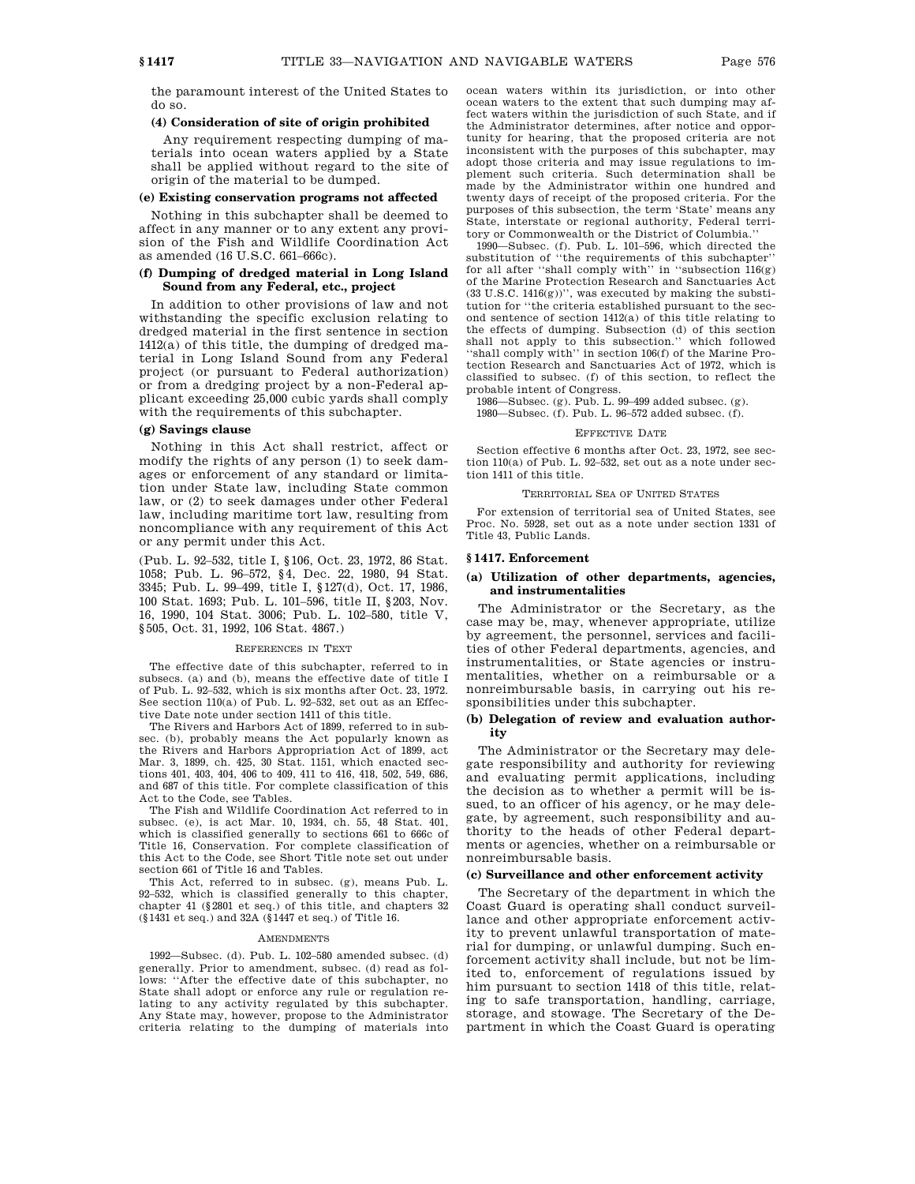the paramount interest of the United States to do so.

**(4) Consideration of site of origin prohibited**

Any requirement respecting dumping of materials into ocean waters applied by a State shall be applied without regard to the site of origin of the material to be dumped.

**(e) Existing conservation programs not affected**

Nothing in this subchapter shall be deemed to affect in any manner or to any extent any provision of the Fish and Wildlife Coordination Act as amended (16 U.S.C. 661–666c).

**(f) Dumping of dredged material in Long Island Sound from any Federal, etc., project**

In addition to other provisions of law and not withstanding the specific exclusion relating to dredged material in the first sentence in section 1412(a) of this title, the dumping of dredged material in Long Island Sound from any Federal project (or pursuant to Federal authorization) or from a dredging project by a non-Federal applicant exceeding 25,000 cubic yards shall comply with the requirements of this subchapter.

**(g) Savings clause**

Nothing in this Act shall restrict, affect or modify the rights of any person (1) to seek damages or enforcement of any standard or limitation under State law, including State common law, or (2) to seek damages under other Federal law, including maritime tort law, resulting from noncompliance with any requirement of this Act or any permit under this Act.

(Pub. L. 92–532, title I, §106, Oct. 23, 1972, 86 Stat. 1058; Pub. L. 96–572, §4, Dec. 22, 1980, 94 Stat. 3345; Pub. L. 99–499, title I, §127(d), Oct. 17, 1986, 100 Stat. 1693; Pub. L. 101–596, title II, §203, Nov. 16, 1990, 104 Stat. 3006; Pub. L. 102–580, title V, §505, Oct. 31, 1992, 106 Stat. 4867.)

REFERENCES IN TEXT

The effective date of this subchapter, referred to in subsecs. (a) and (b), means the effective date of title I of Pub. L. 92–532, which is six months after Oct. 23, 1972. See section 110(a) of Pub. L. 92–532, set out as an Effective Date note under section 1411 of this title.

The Rivers and Harbors Act of 1899, referred to in subsec. (b), probably means the Act popularly known as the Rivers and Harbors Appropriation Act of 1899, act Mar. 3, 1899, ch. 425, 30 Stat. 1151, which enacted sections 401, 403, 404, 406 to 409, 411 to 416, 418, 502, 549, 686, and 687 of this title. For complete classification of this Act to the Code, see Tables.

The Fish and Wildlife Coordination Act referred to in subsec. (e), is act Mar. 10, 1934, ch. 55, 48 Stat. 401, which is classified generally to sections 661 to 666c of Title 16, Conservation. For complete classification of this Act to the Code, see Short Title note set out under section 661 of Title 16 and Tables.

This Act, referred to in subsec. (g), means Pub. L. 92–532, which is classified generally to this chapter, chapter 41 (§2801 et seq.) of this title, and chapters 32 (§1431 et seq.) and 32A (§1447 et seq.) of Title 16.

AMENDMENTS

1992—Subsec. (d). Pub. L. 102–580 amended subsec. (d) generally. Prior to amendment, subsec. (d) read as follows: ''After the effective date of this subchapter, no State shall adopt or enforce any rule or regulation relating to any activity regulated by this subchapter. Any State may, however, propose to the Administrator criteria relating to the dumping of materials into ocean waters within its jurisdiction, or into other ocean waters to the extent that such dumping may affect waters within the jurisdiction of such State, and if the Administrator determines, after notice and opportunity for hearing, that the proposed criteria are not inconsistent with the purposes of this subchapter, may adopt those criteria and may issue regulations to implement such criteria. Such determination shall be made by the Administrator within one hundred and twenty days of receipt of the proposed criteria. For the purposes of this subsection, the term 'State' means any State, interstate or regional authority, Federal territory or Commonwealth or the District of Columbia.''

1990—Subsec. (f). Pub. L. 101–596, which directed the substitution of ''the requirements of this subchapter'' for all after ''shall comply with'' in ''subsection 116(g) of the Marine Protection Research and Sanctuaries Act (33 U.S.C. 1416(g))'', was executed by making the substitution for ''the criteria established pursuant to the second sentence of section 1412(a) of this title relating to the effects of dumping. Subsection (d) of this section shall not apply to this subsection.'' which followed ''shall comply with'' in section 106(f) of the Marine Protection Research and Sanctuaries Act of 1972, which is classified to subsec. (f) of this section, to reflect the probable intent of Congress.

1986—Subsec. (g). Pub. L. 99–499 added subsec. (g).

1980—Subsec. (f). Pub. L. 96–572 added subsec. (f).

EFFECTIVE DATE

Section effective 6 months after Oct. 23, 1972, see section 110(a) of Pub. L. 92–532, set out as a note under section 1411 of this title.

TERRITORIAL SEA OF UNITED STATES

For extension of territorial sea of United States, see Proc. No. 5928, set out as a note under section 1331 of Title 43, Public Lands.

## §1417. Enforcement

**(a) Utilization of other departments, agencies, and instrumentalities**

The Administrator or the Secretary, as the case may be, may, whenever appropriate, utilize by agreement, the personnel, services and facilities of other Federal departments, agencies, and instrumentalities, or State agencies or instrumentalities, whether on a reimbursable or a nonreimbursable basis, in carrying out his responsibilities under this subchapter.

**(b) Delegation of review and evaluation authority**

The Administrator or the Secretary may delegate responsibility and authority for reviewing and evaluating permit applications, including the decision as to whether a permit will be issued, to an officer of his agency, or he may delegate, by agreement, such responsibility and authority to the heads of other Federal departments or agencies, whether on a reimbursable or nonreimbursable basis.

**(c) Surveillance and other enforcement activity**

The Secretary of the department in which the Coast Guard is operating shall conduct surveillance and other appropriate enforcement activity to prevent unlawful transportation of material for dumping, or unlawful dumping. Such enforcement activity shall include, but not be limited to, enforcement of regulations issued by him pursuant to section 1418 of this title, relating to safe transportation, handling, carriage, storage, and stowage. The Secretary of the Department in which the Coast Guard is operating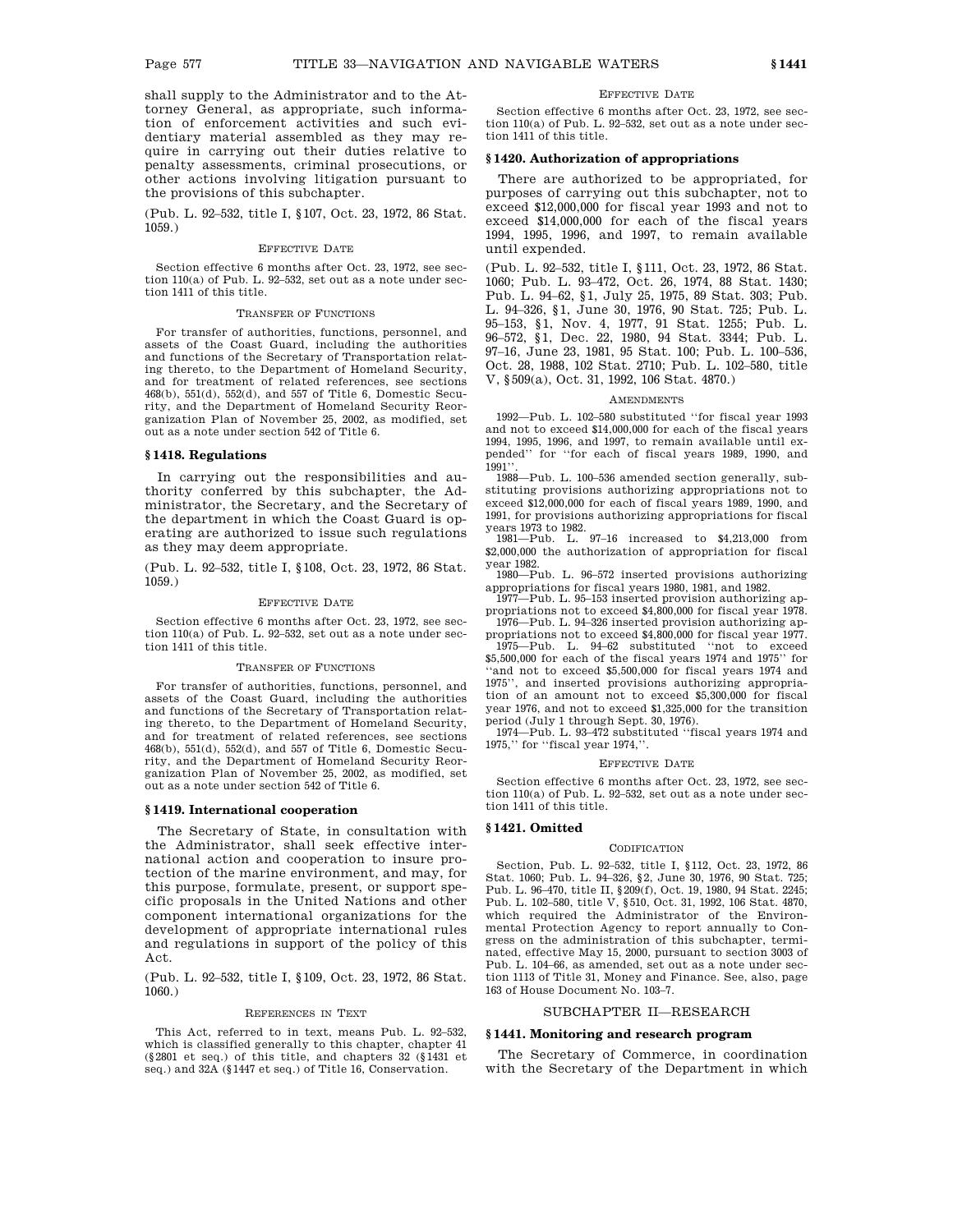shall supply to the Administrator and to the Attorney General, as appropriate, such information of enforcement activities and such evidentiary material assembled as they may require in carrying out their duties relative to penalty assessments, criminal prosecutions, or other actions involving litigation pursuant to the provisions of this subchapter.

(Pub. L. 92–532, title I, §107, Oct. 23, 1972, 86 Stat. 1059.)

EFFECTIVE DATE

Section effective 6 months after Oct. 23, 1972, see section 110(a) of Pub. L. 92–532, set out as a note under section 1411 of this title.

TRANSFER OF FUNCTIONS

For transfer of authorities, functions, personnel, and assets of the Coast Guard, including the authorities and functions of the Secretary of Transportation relating thereto, to the Department of Homeland Security, and for treatment of related references, see sections 468(b), 551(d), 552(d), and 557 of Title 6, Domestic Security, and the Department of Homeland Security Reorganization Plan of November 25, 2002, as modified, set out as a note under section 542 of Title 6.

### §1418. Regulations

In carrying out the responsibilities and authority conferred by this subchapter, the Administrator, the Secretary, and the Secretary of the department in which the Coast Guard is operating are authorized to issue such regulations as they may deem appropriate.

(Pub. L. 92–532, title I, §108, Oct. 23, 1972, 86 Stat. 1059.)

EFFECTIVE DATE

Section effective 6 months after Oct. 23, 1972, see section 110(a) of Pub. L. 92–532, set out as a note under section 1411 of this title.

TRANSFER OF FUNCTIONS

For transfer of authorities, functions, personnel, and assets of the Coast Guard, including the authorities and functions of the Secretary of Transportation relating thereto, to the Department of Homeland Security, and for treatment of related references, see sections 468(b), 551(d), 552(d), and 557 of Title 6, Domestic Security, and the Department of Homeland Security Reorganization Plan of November 25, 2002, as modified, set out as a note under section 542 of Title 6.

### §1419. International cooperation

The Secretary of State, in consultation with the Administrator, shall seek effective international action and cooperation to insure protection of the marine environment, and may, for this purpose, formulate, present, or support specific proposals in the United Nations and other component international organizations for the development of appropriate international rules and regulations in support of the policy of this Act.

(Pub. L. 92–532, title I, §109, Oct. 23, 1972, 86 Stat. 1060.)

REFERENCES IN TEXT

This Act, referred to in text, means Pub. L. 92–532, which is classified generally to this chapter, chapter 41 (§2801 et seq.) of this title, and chapters 32 (§1431 et seq.) and 32A (§1447 et seq.) of Title 16, Conservation.

EFFECTIVE DATE

Section effective 6 months after Oct. 23, 1972, see section 110(a) of Pub. L. 92–532, set out as a note under section 1411 of this title.

### §1420. Authorization of appropriations

There are authorized to be appropriated, for purposes of carrying out this subchapter, not to exceed $12,000,000 for fiscal year 1993 and not to exceed $14,000,000 for each of the fiscal years 1994, 1995, 1996, and 1997, to remain available until expended.

(Pub. L. 92–532, title I, §111, Oct. 23, 1972, 86 Stat. 1060; Pub. L. 93–472, Oct. 26, 1974, 88 Stat. 1430; Pub. L. 94–62, §1, July 25, 1975, 89 Stat. 303; Pub. L. 94–326, §1, June 30, 1976, 90 Stat. 725; Pub. L. 95–153, §1, Nov. 4, 1977, 91 Stat. 1255; Pub. L. 96–572, §1, Dec. 22, 1980, 94 Stat. 3344; Pub. L. 97–16, June 23, 1981, 95 Stat. 100; Pub. L. 100–536, Oct. 28, 1988, 102 Stat. 2710; Pub. L. 102–580, title V, §509(a), Oct. 31, 1992, 106 Stat. 4870.)

AMENDMENTS

1992—Pub. L. 102–580 substituted "for fiscal year 1993 and not to exceed $14,000,000 for each of the fiscal years 1994, 1995, 1996, and 1997, to remain available until expended" for "for each of fiscal years 1989, 1990, and 1991".

1988—Pub. L. 100–536 amended section generally, substituting provisions authorizing appropriations not to exceed $12,000,000 for each of fiscal years 1989, 1990, and 1991, for provisions authorizing appropriations for fiscal years 1973 to 1982.

1981—Pub. L. 97–16 increased to $4,213,000 from $2,000,000 the authorization of appropriation for fiscal year 1982.

1980—Pub. L. 96–572 inserted provisions authorizing appropriations for fiscal years 1980, 1981, and 1982.

1977—Pub. L. 95–153 inserted provision authorizing appropriations not to exceed $4,800,000 for fiscal year 1978.

1976—Pub. L. 94–326 inserted provision authorizing appropriations not to exceed $4,800,000 for fiscal year 1977.

1975—Pub. L. 94–62 substituted "not to exceed $5,500,000 for each of the fiscal years 1974 and 1975" for "and not to exceed $5,500,000 for fiscal years 1974 and 1975", and inserted provisions authorizing appropriation of an amount not to exceed $5,300,000 for fiscal year 1976, and not to exceed $1,325,000 for the transition period (July 1 through Sept. 30, 1976).

1974—Pub. L. 93–472 substituted "fiscal years 1974 and 1975," for "fiscal year 1974,".

EFFECTIVE DATE

Section effective 6 months after Oct. 23, 1972, see section 110(a) of Pub. L. 92–532, set out as a note under section 1411 of this title.

### §1421. Omitted

CODIFICATION

Section, Pub. L. 92–532, title I, §112, Oct. 23, 1972, 86 Stat. 1060; Pub. L. 94–326, §2, June 30, 1976, 90 Stat. 725; Pub. L. 96–470, title II, §209(f), Oct. 19, 1980, 94 Stat. 2245; Pub. L. 102–580, title V, §510, Oct. 31, 1992, 106 Stat. 4870, which required the Administrator of the Environmental Protection Agency to report annually to Congress on the administration of this subchapter, terminated, effective May 15, 2000, pursuant to section 3003 of Pub. L. 104–66, as amended, set out as a note under section 1113 of Title 31, Money and Finance. See, also, page 163 of House Document No. 103–7.

## SUBCHAPTER II—RESEARCH

### §1441. Monitoring and research program

The Secretary of Commerce, in coordination with the Secretary of the Department in which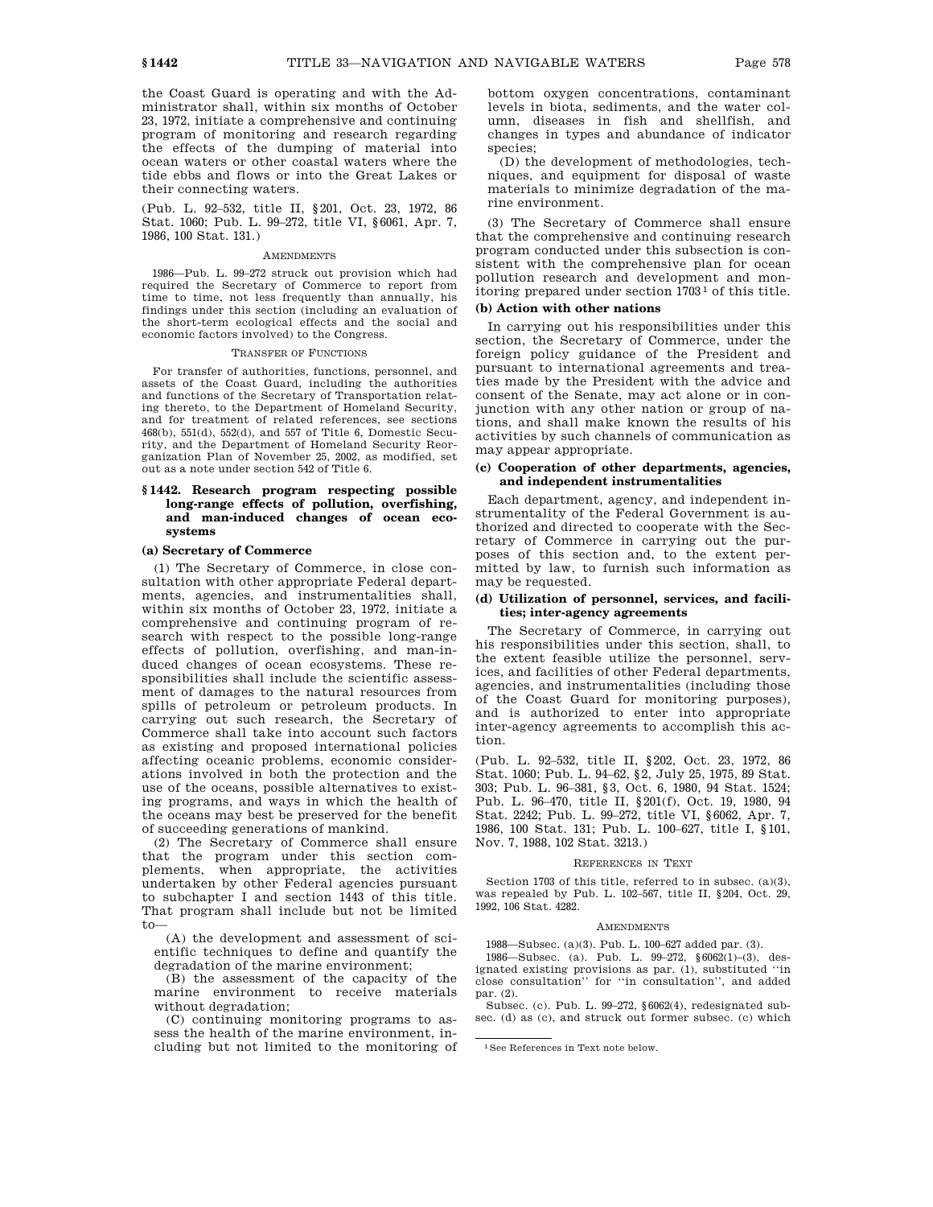the Coast Guard is operating and with the Administrator shall, within six months of October 23, 1972, initiate a comprehensive and continuing program of monitoring and research regarding the effects of the dumping of material into ocean waters or other coastal waters where the tide ebbs and flows or into the Great Lakes or their connecting waters.

(Pub. L. 92–532, title II, §201, Oct. 23, 1972, 86 Stat. 1060; Pub. L. 99–272, title VI, §6061, Apr. 7, 1986, 100 Stat. 131.)

AMENDMENTS

1986—Pub. L. 99–272 struck out provision which had required the Secretary of Commerce to report from time to time, not less frequently than annually, his findings under this section (including an evaluation of the short-term ecological effects and the social and economic factors involved) to the Congress.

TRANSFER OF FUNCTIONS

For transfer of authorities, functions, personnel, and assets of the Coast Guard, including the authorities and functions of the Secretary of Transportation relating thereto, to the Department of Homeland Security, and for treatment of related references, see sections 468(b), 551(d), 552(d), and 557 of Title 6, Domestic Security, and the Department of Homeland Security Reorganization Plan of November 25, 2002, as modified, set out as a note under section 542 of Title 6.

## §1442. Research program respecting possible long-range effects of pollution, overfishing, and man-induced changes of ocean ecosystems

### (a) Secretary of Commerce

(1) The Secretary of Commerce, in close consultation with other appropriate Federal departments, agencies, and instrumentalities shall, within six months of October 23, 1972, initiate a comprehensive and continuing program of research with respect to the possible long-range effects of pollution, overfishing, and man-induced changes of ocean ecosystems. These responsibilities shall include the scientific assessment of damages to the natural resources from spills of petroleum or petroleum products. In carrying out such research, the Secretary of Commerce shall take into account such factors as existing and proposed international policies affecting oceanic problems, economic considerations involved in both the protection and the use of the oceans, possible alternatives to existing programs, and ways in which the health of the oceans may best be preserved for the benefit of succeeding generations of mankind.

(2) The Secretary of Commerce shall ensure that the program under this section complements, when appropriate, the activities undertaken by other Federal agencies pursuant to subchapter I and section 1443 of this title. That program shall include but not be limited to—

(A) the development and assessment of scientific techniques to define and quantify the degradation of the marine environment;

(B) the assessment of the capacity of the marine environment to receive materials without degradation;

(C) continuing monitoring programs to assess the health of the marine environment, including but not limited to the monitoring of bottom oxygen concentrations, contaminant levels in biota, sediments, and the water column, diseases in fish and shellfish, and changes in types and abundance of indicator species;

(D) the development of methodologies, techniques, and equipment for disposal of waste materials to minimize degradation of the marine environment.

(3) The Secretary of Commerce shall ensure that the comprehensive and continuing research program conducted under this subsection is consistent with the comprehensive plan for ocean pollution research and development and monitoring prepared under section 1703[1] of this title.

### (b) Action with other nations

In carrying out his responsibilities under this section, the Secretary of Commerce, under the foreign policy guidance of the President and pursuant to international agreements and treaties made by the President with the advice and consent of the Senate, may act alone or in conjunction with any other nation or group of nations, and shall make known the results of his activities by such channels of communication as may appear appropriate.

### (c) Cooperation of other departments, agencies, and independent instrumentalities

Each department, agency, and independent instrumentality of the Federal Government is authorized and directed to cooperate with the Secretary of Commerce in carrying out the purposes of this section and, to the extent permitted by law, to furnish such information as may be requested.

### (d) Utilization of personnel, services, and facilities; inter-agency agreements

The Secretary of Commerce, in carrying out his responsibilities under this section, shall, to the extent feasible utilize the personnel, services, and facilities of other Federal departments, agencies, and instrumentalities (including those of the Coast Guard for monitoring purposes), and is authorized to enter into appropriate inter-agency agreements to accomplish this action.

(Pub. L. 92–532, title II, §202, Oct. 23, 1972, 86 Stat. 1060; Pub. L. 94–62, §2, July 25, 1975, 89 Stat. 303; Pub. L. 96–381, §3, Oct. 6, 1980, 94 Stat. 1524; Pub. L. 96–470, title II, §201(f), Oct. 19, 1980, 94 Stat. 2242; Pub. L. 99–272, title VI, §6062, Apr. 7, 1986, 100 Stat. 131; Pub. L. 100–627, title I, §101, Nov. 7, 1988, 102 Stat. 3213.)

REFERENCES IN TEXT

Section 1703 of this title, referred to in subsec. (a)(3), was repealed by Pub. L. 102–567, title II, §204, Oct. 29, 1992, 106 Stat. 4282.

AMENDMENTS

1988—Subsec. (a)(3). Pub. L. 100–627 added par. (3).

1986—Subsec. (a). Pub. L. 99–272, §6062(1)–(3), designated existing provisions as par. (1), substituted "in close consultation" for "in consultation", and added par. (2).

Subsec. (c). Pub. L. 99–272, §6062(4), redesignated subsec. (d) as (c), and struck out former subsec. (c) which

[1] See References in Text note below.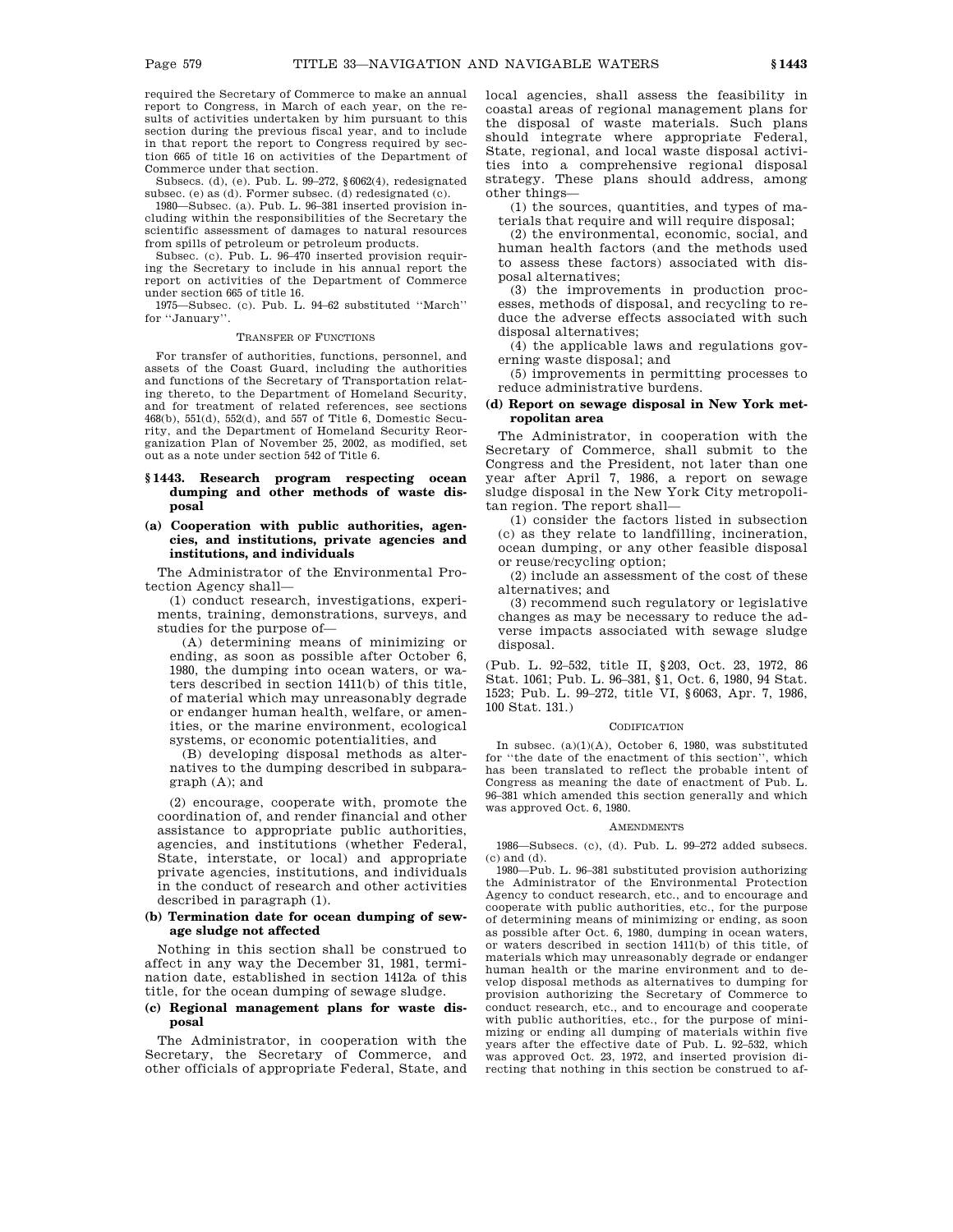required the Secretary of Commerce to make an annual report to Congress, in March of each year, on the results of activities undertaken by him pursuant to this section during the previous fiscal year, and to include in that report the report to Congress required by section 665 of title 16 on activities of the Department of Commerce under that section.

Subsecs. (d), (e). Pub. L. 99–272, §6062(4), redesignated subsec. (e) as (d). Former subsec. (d) redesignated (c).

1980—Subsec. (a). Pub. L. 96–381 inserted provision including within the responsibilities of the Secretary the scientific assessment of damages to natural resources from spills of petroleum or petroleum products.

Subsec. (c). Pub. L. 96–470 inserted provision requiring the Secretary to include in his annual report the report on activities of the Department of Commerce under section 665 of title 16.

1975—Subsec. (c). Pub. L. 94–62 substituted "March" for "January".

TRANSFER OF FUNCTIONS

For transfer of authorities, functions, personnel, and assets of the Coast Guard, including the authorities and functions of the Secretary of Transportation relating thereto, to the Department of Homeland Security, and for treatment of related references, see sections 468(b), 551(d), 552(d), and 557 of Title 6, Domestic Security, and the Department of Homeland Security Reorganization Plan of November 25, 2002, as modified, set out as a note under section 542 of Title 6.

## §1443. Research program respecting ocean dumping and other methods of waste disposal

### (a) Cooperation with public authorities, agencies, and institutions, private agencies and institutions, and individuals

The Administrator of the Environmental Protection Agency shall—

(1) conduct research, investigations, experiments, training, demonstrations, surveys, and studies for the purpose of—

(A) determining means of minimizing or ending, as soon as possible after October 6, 1980, the dumping into ocean waters, or waters described in section 1411(b) of this title, of material which may unreasonably degrade or endanger human health, welfare, or amenities, or the marine environment, ecological systems, or economic potentialities, and

(B) developing disposal methods as alternatives to the dumping described in subparagraph (A); and

(2) encourage, cooperate with, promote the coordination of, and render financial and other assistance to appropriate public authorities, agencies, and institutions (whether Federal, State, interstate, or local) and appropriate private agencies, institutions, and individuals in the conduct of research and other activities described in paragraph (1).

### (b) Termination date for ocean dumping of sewage sludge not affected

Nothing in this section shall be construed to affect in any way the December 31, 1981, termination date, established in section 1412a of this title, for the ocean dumping of sewage sludge.

### (c) Regional management plans for waste disposal

The Administrator, in cooperation with the Secretary, the Secretary of Commerce, and other officials of appropriate Federal, State, and local agencies, shall assess the feasibility in coastal areas of regional management plans for the disposal of waste materials. Such plans should integrate where appropriate Federal, State, regional, and local waste disposal activities into a comprehensive regional disposal strategy. These plans should address, among other things—

(1) the sources, quantities, and types of materials that require and will require disposal;

(2) the environmental, economic, social, and human health factors (and the methods used to assess these factors) associated with disposal alternatives;

(3) the improvements in production processes, methods of disposal, and recycling to reduce the adverse effects associated with such disposal alternatives;

(4) the applicable laws and regulations governing waste disposal; and

(5) improvements in permitting processes to reduce administrative burdens.

### (d) Report on sewage disposal in New York metropolitan area

The Administrator, in cooperation with the Secretary of Commerce, shall submit to the Congress and the President, not later than one year after April 7, 1986, a report on sewage sludge disposal in the New York City metropolitan region. The report shall—

(1) consider the factors listed in subsection (c) as they relate to landfilling, incineration, ocean dumping, or any other feasible disposal or reuse/recycling option;

(2) include an assessment of the cost of these alternatives; and

(3) recommend such regulatory or legislative changes as may be necessary to reduce the adverse impacts associated with sewage sludge disposal.

(Pub. L. 92–532, title II, §203, Oct. 23, 1972, 86 Stat. 1061; Pub. L. 96–381, §1, Oct. 6, 1980, 94 Stat. 1523; Pub. L. 99–272, title VI, §6063, Apr. 7, 1986, 100 Stat. 131.)

CODIFICATION

In subsec. (a)(1)(A), October 6, 1980, was substituted for "the date of the enactment of this section", which has been translated to reflect the probable intent of Congress as meaning the date of enactment of Pub. L. 96–381 which amended this section generally and which was approved Oct. 6, 1980.

AMENDMENTS

1986—Subsecs. (c), (d). Pub. L. 99–272 added subsecs. (c) and (d).

1980—Pub. L. 96–381 substituted provision authorizing the Administrator of the Environmental Protection Agency to conduct research, etc., and to encourage and cooperate with public authorities, etc., for the purpose of determining means of minimizing or ending, as soon as possible after Oct. 6, 1980, dumping in ocean waters, or waters described in section 1411(b) of this title, of materials which may unreasonably degrade or endanger human health or the marine environment and to develop disposal methods as alternatives to dumping for provision authorizing the Secretary of Commerce to conduct research, etc., and to encourage and cooperate with public authorities, etc., for the purpose of minimizing or ending all dumping of materials within five years after the effective date of Pub. L. 92–532, which was approved Oct. 23, 1972, and inserted provision directing that nothing in this section be construed to af-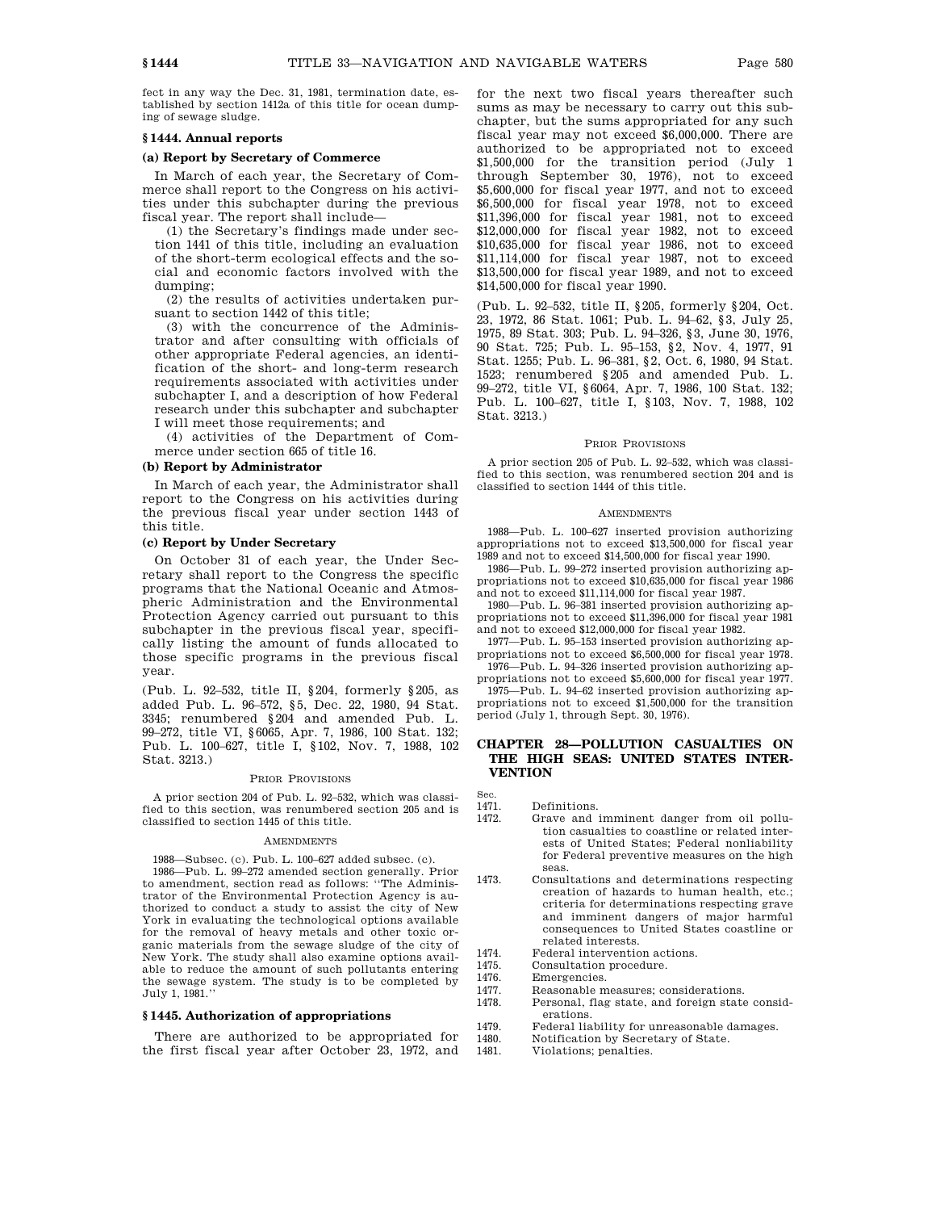fect in any way the Dec. 31, 1981, termination date, established by section 1412a of this title for ocean dumping of sewage sludge.

### § 1444. Annual reports

#### (a) Report by Secretary of Commerce

In March of each year, the Secretary of Commerce shall report to the Congress on his activities under this subchapter during the previous fiscal year. The report shall include—

(1) the Secretary's findings made under section 1441 of this title, including an evaluation of the short-term ecological effects and the social and economic factors involved with the dumping;

(2) the results of activities undertaken pursuant to section 1442 of this title;

(3) with the concurrence of the Administrator and after consulting with officials of other appropriate Federal agencies, an identification of the short- and long-term research requirements associated with activities under subchapter I, and a description of how Federal research under this subchapter and subchapter I will meet those requirements; and

(4) activities of the Department of Commerce under section 665 of title 16.

#### (b) Report by Administrator

In March of each year, the Administrator shall report to the Congress on his activities during the previous fiscal year under section 1443 of this title.

#### (c) Report by Under Secretary

On October 31 of each year, the Under Secretary shall report to the Congress the specific programs that the National Oceanic and Atmospheric Administration and the Environmental Protection Agency carried out pursuant to this subchapter in the previous fiscal year, specifically listing the amount of funds allocated to those specific programs in the previous fiscal year.

(Pub. L. 92–532, title II, §204, formerly §205, as added Pub. L. 96–572, §5, Dec. 22, 1980, 94 Stat. 3345; renumbered §204 and amended Pub. L. 99–272, title VI, §6065, Apr. 7, 1986, 100 Stat. 132; Pub. L. 100–627, title I, §102, Nov. 7, 1988, 102 Stat. 3213.)

PRIOR PROVISIONS

A prior section 204 of Pub. L. 92–532, which was classified to this section, was renumbered section 205 and is classified to section 1445 of this title.

AMENDMENTS

1988—Subsec. (c). Pub. L. 100–627 added subsec. (c).

1986—Pub. L. 99–272 amended section generally. Prior to amendment, section read as follows: ''The Administrator of the Environmental Protection Agency is authorized to conduct a study to assist the city of New York in evaluating the technological options available for the removal of heavy metals and other toxic organic materials from the sewage sludge of the city of New York. The study shall also examine options available to reduce the amount of such pollutants entering the sewage system. The study is to be completed by July 1, 1981.''

### § 1445. Authorization of appropriations

There are authorized to be appropriated for the first fiscal year after October 23, 1972, and for the next two fiscal years thereafter such sums as may be necessary to carry out this subchapter, but the sums appropriated for any such fiscal year may not exceed $6,000,000. There are authorized to be appropriated not to exceed $1,500,000 for the transition period (July 1 through September 30, 1976), not to exceed $5,600,000 for fiscal year 1977, and not to exceed $6,500,000 for fiscal year 1978, not to exceed $11,396,000 for fiscal year 1981, not to exceed $12,000,000 for fiscal year 1982, not to exceed $10,635,000 for fiscal year 1986, not to exceed $11,114,000 for fiscal year 1987, not to exceed $13,500,000 for fiscal year 1989, and not to exceed $14,500,000 for fiscal year 1990.

(Pub. L. 92–532, title II, §205, formerly §204, Oct. 23, 1972, 86 Stat. 1061; Pub. L. 94–62, §3, July 25, 1975, 89 Stat. 303; Pub. L. 94–326, §3, June 30, 1976, 90 Stat. 725; Pub. L. 95–153, §2, Nov. 4, 1977, 91 Stat. 1255; Pub. L. 96–381, §2, Oct. 6, 1980, 94 Stat. 1523; renumbered §205 and amended Pub. L. 99–272, title VI, §6064, Apr. 7, 1986, 100 Stat. 132; Pub. L. 100–627, title I, §103, Nov. 7, 1988, 102 Stat. 3213.)

PRIOR PROVISIONS

A prior section 205 of Pub. L. 92–532, which was classified to this section, was renumbered section 204 and is classified to section 1444 of this title.

AMENDMENTS

1988—Pub. L. 100–627 inserted provision authorizing appropriations not to exceed $13,500,000 for fiscal year 1989 and not to exceed $14,500,000 for fiscal year 1990.

1986—Pub. L. 99–272 inserted provision authorizing appropriations not to exceed $10,635,000 for fiscal year 1986 and not to exceed $11,114,000 for fiscal year 1987.

1980—Pub. L. 96–381 inserted provision authorizing appropriations not to exceed $11,396,000 for fiscal year 1981 and not to exceed $12,000,000 for fiscal year 1982.

1977—Pub. L. 95–153 inserted provision authorizing appropriations not to exceed $6,500,000 for fiscal year 1978.

1976—Pub. L. 94–326 inserted provision authorizing appropriations not to exceed $5,600,000 for fiscal year 1977.

1975—Pub. L. 94–62 inserted provision authorizing appropriations not to exceed $1,500,000 for the transition period (July 1, through Sept. 30, 1976).

## CHAPTER 28—POLLUTION CASUALTIES ON THE HIGH SEAS: UNITED STATES INTERVENTION

| Sec. | |
|---|---|
| 1471. | Definitions. |
| 1472. | Grave and imminent danger from oil pollution casualties to coastline or related interests of United States; Federal nonliability for Federal preventive measures on the high seas. |
| 1473. | Consultations and determinations respecting creation of hazards to human health, etc.; criteria for determinations respecting grave and imminent dangers of major harmful consequences to United States coastline or related interests. |
| 1474. | Federal intervention actions. |
| 1475. | Consultation procedure. |
| 1476. | Emergencies. |
| 1477. | Reasonable measures; considerations. |
| 1478. | Personal, flag state, and foreign state considerations. |
| 1479. | Federal liability for unreasonable damages. |
| 1480. | Notification by Secretary of State. |
| 1481. | Violations; penalties. |